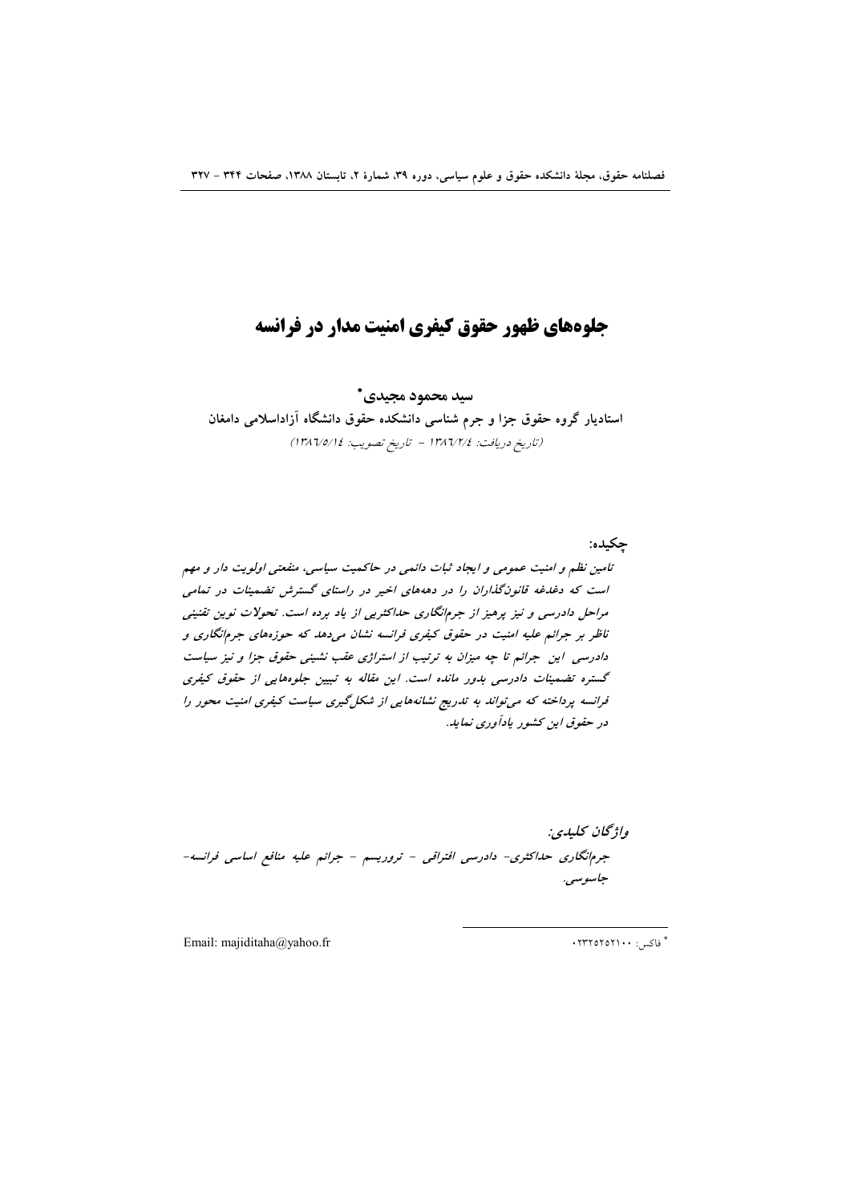# جلوه‌های ظهور حقوق کیفری امنیت مدار در فرانسه

**سید محمود مجیدی***

**استادیار گروه حقوق جزا و جرم شناسی دانشکده حقوق دانشگاه آزاداسلامی دامغان**

*(تاریخ دریافت: ۱۳۸۶/۲/۴ - تاریخ تصویب: ۱۳۸۶/۵/۱۴)*

**چکیده:**

*تامین نظم و امنیت عمومی و ایجاد ثبات دائمی در حاکمیت سیاسی، منفعتی اولویت دار و مهم است که دغدغه قانون‌گذاران را در دهه‌های اخیر در راستای گسترش تضمینات در تمامی مراحل دادرسی و نیز پرهیز از جرم‌انگاری حداکثری از یاد برده است. تحولات نوین تقنینی ناظر بر جرائم علیه امنیت در حقوق کیفری فرانسه نشان می‌دهد که حوزه‌های جرم‌انگاری و دادرسی این جرائم تا چه میزان به ترتیب از استراژی عقب نشینی حقوق جزا و نیز سیاست گستره تضمینات دادرسی بدور مانده است. این مقاله به تبیین جلوه‌هایی از حقوق کیفری فرانسه پرداخته که می‌تواند به تدریج نشانه‌هایی از شکل‌گیری سیاست کیفری امنیت محور را در حقوق این کشور یادآوری نماید.*

**واژگان کلیدی:**

*جرم‌انگاری حداکثری- دادرسی افتراقی - تروریسم - جرائم علیه منافع اساسی فرانسه- جاسوسی.*

---

* فاکس: ۰۲۳۲۵۲۵۲۱۰۰

Email: majiditaha@yahoo.fr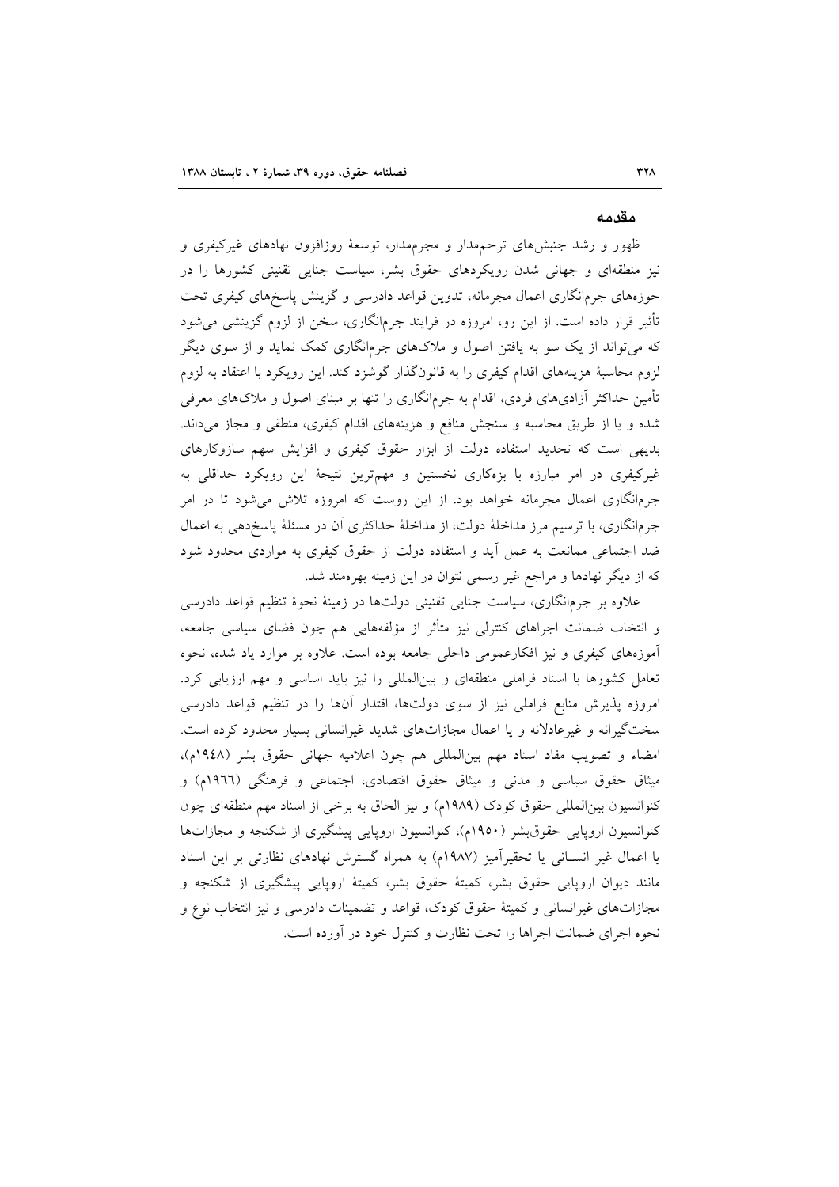## مقدمه

ظهور و رشد جنبش‌های ترحم‌مدار و مجرم‌مدار، توسعهٔ روزافزون نهادهای غیرکیفری و نیز منطقه‌ای و جهانی شدن رویکردهای حقوق بشر، سیاست جنایی تقنینی کشورها را در حوزه‌های جرم‌انگاری اعمال مجرمانه، تدوین قواعد دادرسی و گزینش پاسخ‌های کیفری تحت تأثیر قرار داده است. از این رو، امروزه در فرایند جرم‌انگاری، سخن از لزوم گزینشی می‌شود که می‌تواند از یک سو به یافتن اصول و ملاک‌های جرم‌انگاری کمک نماید و از سوی دیگر لزوم محاسبهٔ هزینه‌های اقدام کیفری را به قانون‌گذار گوشزد کند. این رویکرد با اعتقاد به لزوم تأمین حداکثر آزادی‌های فردی، اقدام به جرم‌انگاری را تنها بر مبنای اصول و ملاک‌های معرفی شده و یا از طریق محاسبه و سنجش منافع و هزینه‌های اقدام کیفری، منطقی و مجاز می‌داند. بدیهی است که تحدید استفاده دولت از ابزار حقوق کیفری و افزایش سهم سازوکارهای غیرکیفری در امر مبارزه با بزه‌کاری نخستین و مهم‌ترین نتیجهٔ این رویکرد حداقلی به جرم‌انگاری اعمال مجرمانه خواهد بود. از این روست که امروزه تلاش می‌شود تا در امر جرم‌انگاری، با ترسیم مرز مداخلهٔ دولت، از مداخلهٔ حداکثری آن در مسئلهٔ پاسخ‌دهی به اعمال ضد اجتماعی ممانعت به عمل آید و استفاده دولت از حقوق کیفری به مواردی محدود شود که از دیگر نهادها و مراجع غیر رسمی نتوان در این زمینه بهره‌مند شد.

علاوه بر جرم‌انگاری، سیاست جنایی تقنینی دولت‌ها در زمینهٔ نحوهٔ تنظیم قواعد دادرسی و انتخاب ضمانت اجراهای کنترلی نیز متأثر از مؤلفه‌هایی هم چون فضای سیاسی جامعه، آموزه‌های کیفری و نیز افکارعمومی داخلی جامعه بوده است. علاوه بر موارد یاد شده، نحوه تعامل کشورها با اسناد فراملی منطقه‌ای و بین‌المللی را نیز باید اساسی و مهم ارزیابی کرد. امروزه پذیرش منابع فراملی نیز از سوی دولت‌ها، اقتدار آن‌ها را در تنظیم قواعد دادرسی سخت‌گیرانه و غیرعادلانه و یا اعمال مجازات‌های شدید غیرانسانی بسیار محدود کرده است. امضاء و تصویب مفاد اسناد مهم بین‌المللی هم چون اعلامیه جهانی حقوق بشر (۱۹۴۸م)، میثاق حقوق سیاسی و مدنی و میثاق حقوق اقتصادی، اجتماعی و فرهنگی (۱۹۶۶م) و کنوانسیون بین‌المللی حقوق کودک (۱۹۸۹م) و نیز الحاق به برخی از اسناد مهم منطقه‌ای چون کنوانسیون اروپایی حقوق‌بشر (۱۹۵۰م)، کنوانسیون اروپایی پیشگیری از شکنجه و مجازات‌ها یا اعمال غیر انسانی یا تحقیرآمیز (۱۹۸۷م) به همراه گسترش نهادهای نظارتی بر این اسناد مانند دیوان اروپایی حقوق بشر، کمیتهٔ حقوق بشر، کمیتهٔ اروپایی پیشگیری از شکنجه و مجازات‌های غیرانسانی و کمیتهٔ حقوق کودک، قواعد و تضمینات دادرسی و نیز انتخاب نوع و نحوه اجرای ضمانت اجراها را تحت نظارت و کنترل خود در آورده است.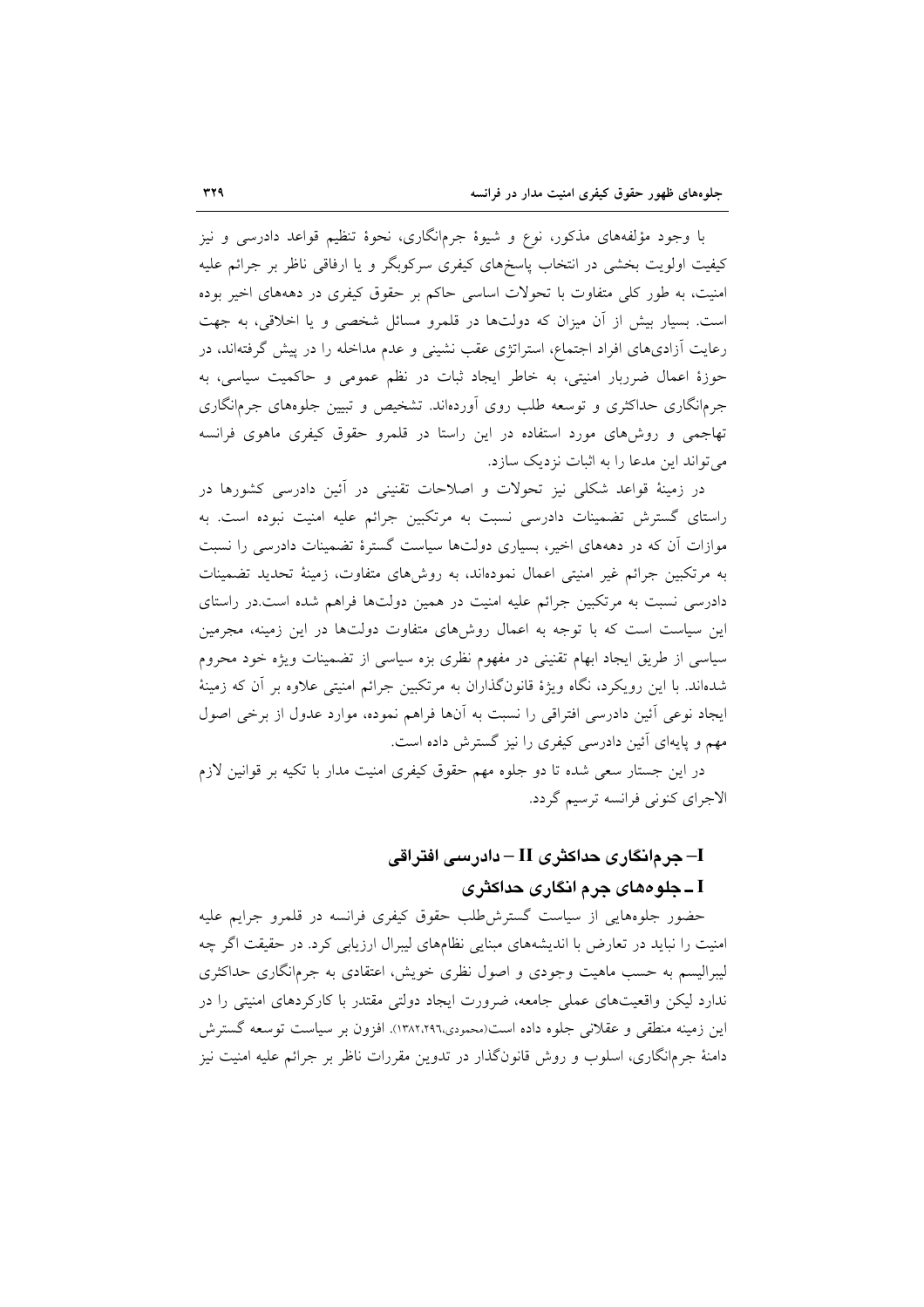با وجود مؤلفه‌های مذکور، نوع و شیوهٔ جرم‌انگاری، نحوهٔ تنظیم قواعد دادرسی و نیز کیفیت اولویت بخشی در انتخاب پاسخ‌های کیفری سرکوبگر و یا ارفاقی ناظر بر جرائم علیه امنیت، به طور کلی متفاوت با تحولات اساسی حاکم بر حقوق کیفری در دهه‌های اخیر بوده است. بسیار بیش از آن میزان که دولت‌ها در قلمرو مسائل شخصی و یا اخلاقی، به جهت رعایت آزادی‌های افراد اجتماع، استراتژی عقب نشینی و عدم مداخله را در پیش گرفته‌اند، در حوزهٔ اعمال ضرربار امنیتی، به خاطر ایجاد ثبات در نظم عمومی و حاکمیت سیاسی، به جرم‌انگاری حداکثری و توسعه طلب روی آورده‌اند. تشخیص و تبیین جلوه‌های جرم‌انگاری تهاجمی و روش‌های مورد استفاده در این راستا در قلمرو حقوق کیفری ماهوی فرانسه می‌تواند این مدعا را به اثبات نزدیک سازد.

در زمینهٔ قواعد شکلی نیز تحولات و اصلاحات تقنینی در آئین دادرسی کشورها در راستای گسترش تضمینات دادرسی نسبت به مرتکبین جرائم علیه امنیت نبوده است. به موازات آن که در دهه‌های اخیر، بسیاری دولت‌ها سیاست گسترهٔ تضمینات دادرسی را نسبت به مرتکبین جرائم غیر امنیتی اعمال نموده‌اند، به روش‌های متفاوت، زمینهٔ تحدید تضمینات دادرسی نسبت به مرتکبین جرائم علیه امنیت در همین دولت‌ها فراهم شده است.در راستای این سیاست است که با توجه به اعمال روش‌های متفاوت دولت‌ها در این زمینه، مجرمین سیاسی از طریق ایجاد ابهام تقنینی در مفهوم نظری بزه سیاسی از تضمینات ویژه خود محروم شده‌اند. با این رویکرد، نگاه ویژهٔ قانون‌گذاران به مرتکبین جرائم امنیتی علاوه بر آن که زمینهٔ ایجاد نوعی آئین دادرسی افتراقی را نسبت به آن‌ها فراهم نموده، موارد عدول از برخی اصول مهم و پایه‌ای آئین دادرسی کیفری را نیز گسترش داده است.

در این جستار سعی شده تا دو جلوه مهم حقوق کیفری امنیت مدار با تکیه بر قوانین لازم الاجرای کنونی فرانسه ترسیم گردد.

## I– جرم‌انگاری حداکثری II – دادرسی افتراقی

### I ـ جلوه‌های جرم انگاری حداکثری

حضور جلوه‌هایی از سیاست گسترش‌طلب حقوق کیفری فرانسه در قلمرو جرایم علیه امنیت را نباید در تعارض با اندیشه‌های مبنایی نظام‌های لیبرال ارزیابی کرد. در حقیقت اگر چه لیبرالیسم به حسب ماهیت وجودی و اصول نظری خویش، اعتقادی به جرم‌انگاری حداکثری ندارد لیکن واقعیت‌های عملی جامعه، ضرورت ایجاد دولتی مقتدر با کارکردهای امنیتی را در این زمینه منطقی و عقلانی جلوه داده است(محمودی،۱۳۸۲،۲۹٦). افزون بر سیاست توسعه گسترش دامنهٔ جرم‌انگاری، اسلوب و روش قانون‌گذار در تدوین مقررات ناظر بر جرائم علیه امنیت نیز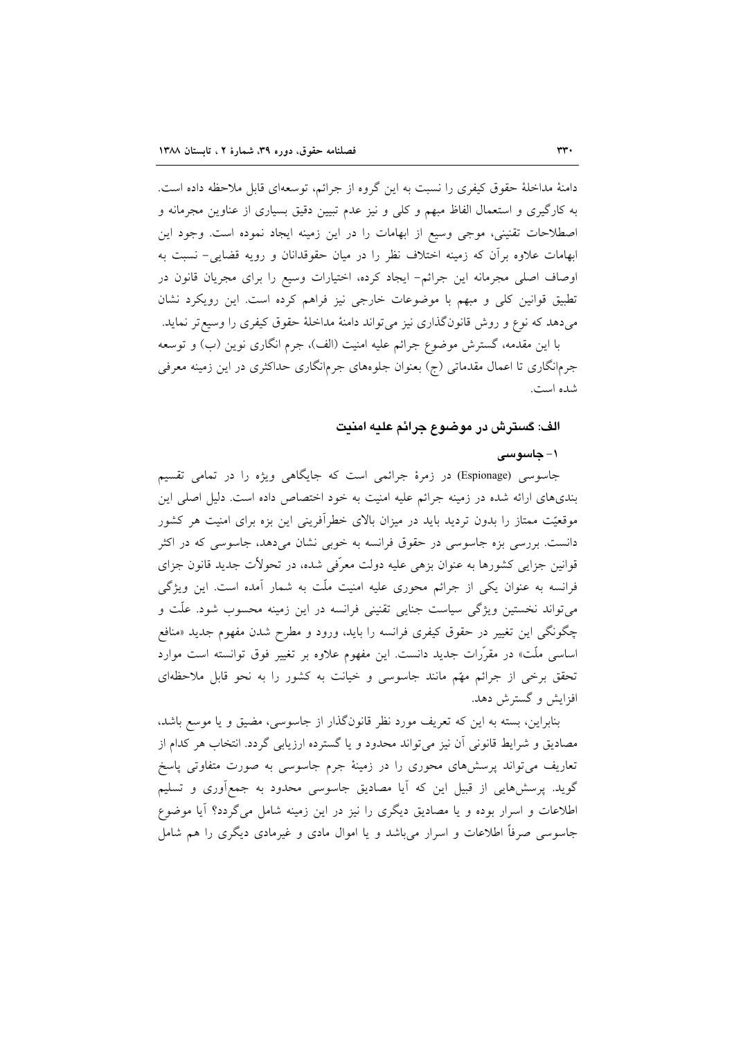دامنهٔ مداخلهٔ حقوق کیفری را نسبت به این گروه از جرائم، توسعه‌ای قابل ملاحظه داده است. به کارگیری و استعمال الفاظ مبهم و کلی و نیز عدم تبیین دقیق بسیاری از عناوین مجرمانه و اصطلاحات تقنینی، موجی وسیع از ابهامات را در این زمینه ایجاد نموده است. وجود این ابهامات علاوه برآن که زمینه اختلاف نظر را در میان حقوقدانان و رویه قضایی- نسبت به اوصاف اصلی مجرمانه این جرائم- ایجاد کرده، اختیارات وسیع را برای مجریان قانون در تطبیق قوانین کلی و مبهم با موضوعات خارجی نیز فراهم کرده است. این رویکرد نشان می‌دهد که نوع و روش قانونگذاری نیز می‌تواند دامنهٔ مداخلهٔ حقوق کیفری را وسیع‌تر نماید.

با این مقدمه، گسترش موضوع جرائم علیه امنیت (الف)، جرم انگاری نوین (ب) و توسعه جرم‌انگاری تا اعمال مقدماتی (ج) بعنوان جلوه‌های جرم‌انگاری حداکثری در این زمینه معرفی شده است.

## الف: گسترش در موضوع جرائم علیه امنیت

### ۱- جاسوسی

جاسوسی (Espionage) در زمرهٔ جرائمی است که جایگاهی ویژه را در تمامی تقسیم بندی‌های ارائه شده در زمینه جرائم علیه امنیت به خود اختصاص داده است. دلیل اصلی این موقعیّت ممتاز را بدون تردید باید در میزان بالای خطرآفرینی این بزه برای امنیت هر کشور دانست. بررسی بزه جاسوسی در حقوق فرانسه به خوبی نشان می‌دهد، جاسوسی که در اکثر قوانین جزایی کشورها به عنوان بزهی علیه دولت معرّفی شده، در تحولاًت جدید قانون جزای فرانسه به عنوان یکی از جرائم محوری علیه امنیت ملّت به شمار آمده است. این ویژگی می‌تواند نخستین ویژگی سیاست جنایی تقنینی فرانسه در این زمینه محسوب شود. علّت و چگونگی این تغییر در حقوق کیفری فرانسه را باید، ورود و مطرح شدن مفهوم جدید «منافع اساسی ملّت» در مقرّرات جدید دانست. این مفهوم علاوه بر تغییر فوق توانسته است موارد تحقق برخی از جرائم مهّم مانند جاسوسی و خیانت به کشور را به نحو قابل ملاحظه‌ای افزایش و گسترش دهد.

بنابراین، بسته به این که تعریف مورد نظر قانونگذار از جاسوسی، مضیق و یا موسع باشد، مصادیق و شرایط قانونی آن نیز می‌تواند محدود و یا گسترده ارزیابی گردد. انتخاب هر کدام از تعاریف می‌تواند پرسش‌های محوری را در زمینهٔ جرم جاسوسی به صورت متفاوتی پاسخ گوید. پرسش‌هایی از قبیل این که آیا مصادیق جاسوسی محدود به جمع‌آوری و تسلیم اطلاعات و اسرار بوده و یا مصادیق دیگری را نیز در این زمینه شامل می‌گردد؟ آیا موضوع جاسوسی صرفاً اطلاعات و اسرار می‌باشد و یا اموال مادی و غیرمادی دیگری را هم شامل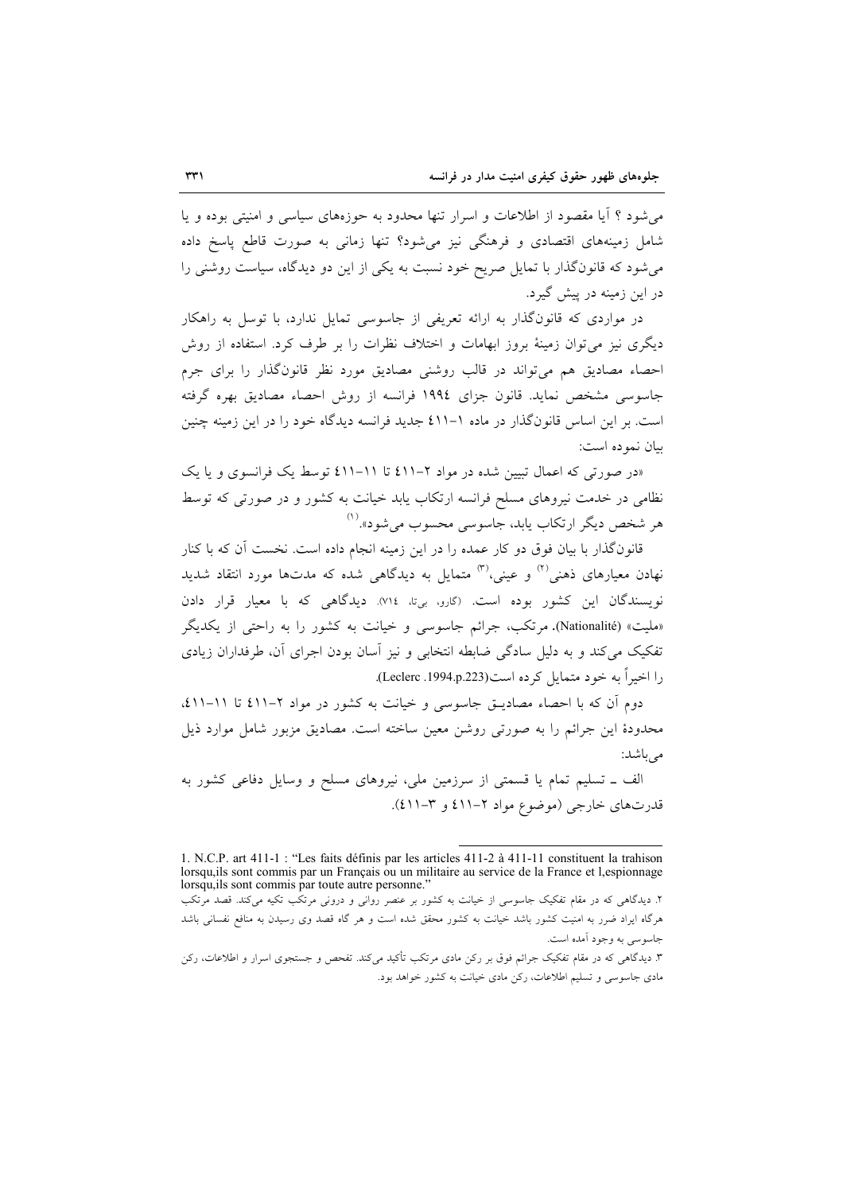می‌شود ؟ آیا مقصود از اطلاعات و اسرار تنها محدود به حوزه‌های سیاسی و امنیتی بوده و یا شامل زمینه‌های اقتصادی و فرهنگی نیز می‌شود؟ تنها زمانی به صورت قاطع پاسخ داده می‌شود که قانونگذار با تمایل صریح خود نسبت به یکی از این دو دیدگاه، سیاست روشنی را در این زمینه در پیش گیرد.

در مواردی که قانونگذار به ارائه تعریفی از جاسوسی تمایل ندارد، با توسل به راهکار دیگری نیز می‌توان زمینهٔ بروز ابهامات و اختلاف نظرات را بر طرف کرد. استفاده از روش احصاء مصادیق هم می‌تواند در قالب روشنی مصادیق مورد نظر قانونگذار را برای جرم جاسوسی مشخص نماید. قانون جزای ۱۹۹٤ فرانسه از روش احصاء مصادیق بهره گرفته است. بر این اساس قانونگذار در ماده ۱-٤۱۱ جدید فرانسه دیدگاه خود را در این زمینه چنین بیان نموده است:

«در صورتی که اعمال تبیین شده در مواد ۲-٤۱۱ تا ۱۱-٤۱۱ توسط یک فرانسوی و یا یک نظامی در خدمت نیروهای مسلح فرانسه ارتکاب یابد خیانت به کشور و در صورتی که توسط هر شخص دیگر ارتکاب یابد، جاسوسی محسوب می‌شود».[1]

قانونگذار با بیان فوق دو کار عمده را در این زمینه انجام داده است. نخست آن که با کنار نهادن معیارهای ذهنی[2] و عینی،[3] متمایل به دیدگاهی شده که مدت‌ها مورد انتقاد شدید نویسندگان این کشور بوده است. (گارو، بی‌تا، ۷۱٤). دیدگاهی که با معیار قرار دادن «ملیت» (Nationalité). مرتکب، جرائم جاسوسی و خیانت به کشور را به راحتی از یکدیگر تفکیک می‌کند و به دلیل سادگی ضابطه انتخابی و نیز آسان بودن اجرای آن، طرفداران زیادی را اخیراً به خود متمایل کرده است(Leclerc .1994.p.223).

دوم آن که با احصاء مصادیـق جاسوسی و خیانت به کشور در مواد ۲-٤۱۱ تا ۱۱-٤۱۱، محدودهٔ این جرائم را به صورتی روشن معین ساخته است. مصادیق مزبور شامل موارد ذیل می‌باشد:

الف ـ تسلیم تمام یا قسمتی از سرزمین ملی، نیروهای مسلح و وسایل دفاعی کشور به قدرت‌های خارجی (موضوع مواد ۲-٤۱۱ و ۳-٤۱۱).

---

1. N.C.P. art 411-1 : "Les faits définis par les articles 411-2 à 411-11 constituent la trahison lorsqu,ils sont commis par un Français ou un militaire au service de la France et l,espionnage lorsqu,ils sont commis par toute autre personne."

۲. دیدگاهی که در مقام تفکیک جاسوسی از خیانت به کشور بر عنصر روانی و درونی مرتکب تکیه می‌کند. قصد مرتکب هرگاه ایراد ضرر به امنیت کشور باشد خیانت به کشور محقق شده است و هر گاه قصد وی رسیدن به منافع نفسانی باشد جاسوسی به وجود آمده است.

۳. دیدگاهی که در مقام تفکیک جرائم فوق بر رکن مادی مرتکب تأکید می‌کند. تفحص و جستجوی اسرار و اطلاعات، رکن مادی جاسوسی و تسلیم اطلاعات، رکن مادی خیانت به کشور خواهد بود.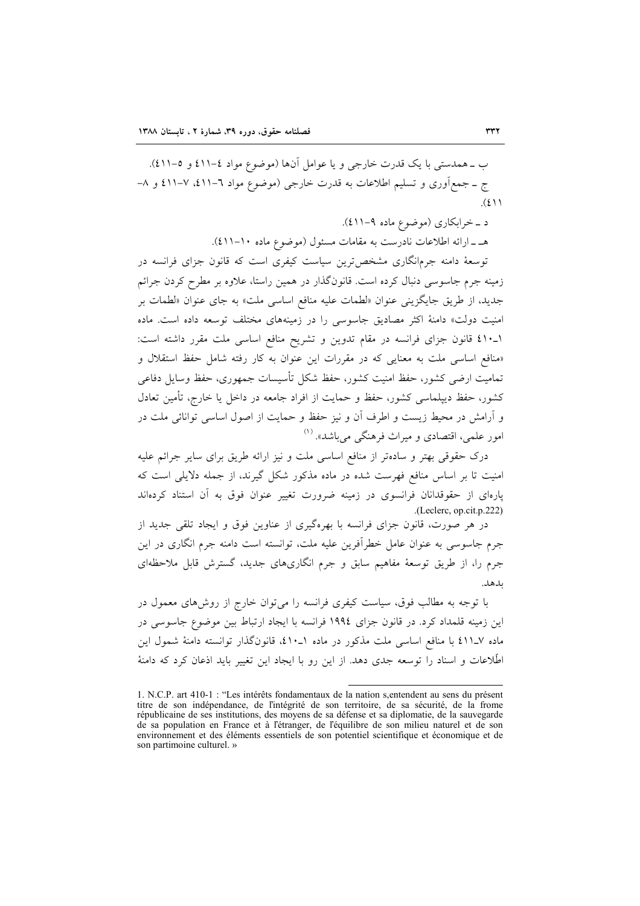ب ـ همدستی با یک قدرت خارجی و یا عوامل آن‌ها (موضوع مواد ٤-٤١١ و ٥-٤١١).

ج ـ جمع‌آوری و تسلیم اطلاعات به قدرت خارجی (موضوع مواد ٦-٤١١، ٧-٤١١ و ٨-٤١١).

د ـ خرابکاری (موضوع ماده ٩-٤١١).

هـ ـ ارائه اطلاعات نادرست به مقامات مسئول (موضوع ماده ١٠-٤١١).

توسعهٔ دامنه جرم‌انگاری مشخص‌ترین سیاست کیفری است که قانون جزای فرانسه در زمینه جرم جاسوسی دنبال کرده است. قانونگذار در همین راستا، علاوه بر مطرح کردن جرائم جدید، از طریق جایگزینی عنوان «لطمات علیه منافع اساسی ملت» به جای عنوان «لطمات بر امنیت دولت» دامنهٔ اکثر مصادیق جاسوسی را در زمینه‌های مختلف توسعه داده است. ماده ١ـ٤١٠ قانون جزای فرانسه در مقام تدوین و تشریح منافع اساسی ملت مقرر داشته است: «منافع اساسی ملت به معنایی که در مقررات این عنوان به کار رفته شامل حفظ استقلال و تمامیت ارضی کشور، حفظ امنیت کشور، حفظ شکل تأسیسات جمهوری، حفظ وسایل دفاعی کشور، حفظ دیپلماسی کشور، حفظ و حمایت از افراد جامعه در داخل یا خارج، تأمین تعادل و آرامش در محیط زیست و اطرف آن و نیز حفظ و حمایت از اصول اساسی توانائی ملت در امور علمی، اقتصادی و میراث فرهنگی می‌باشد».[1]

درک حقوقی بهتر و ساده‌تر از منافع اساسی ملت و نیز ارائه طریق برای سایر جرائم علیه امنیت تا بر اساس منافع فهرست شده در ماده مذکور شکل گیرند، از جمله دلایلی است که پاره‌ای از حقوقدانان فرانسوی در زمینه ضرورت تغییر عنوان فوق به آن استناد کرده‌اند (Leclerc, op.cit.p.222).

در هر صورت، قانون جزای فرانسه با بهره‌گیری از عناوین فوق و ایجاد تلقی جدید از جرم جاسوسی به عنوان عامل خطرآفرین علیه ملت، توانسته است دامنه جرم انگاری در این جرم را، از طریق توسعهٔ مفاهیم سابق و جرم انگاری‌های جدید، گسترش قابل ملاحظه‌ای بدهد.

با توجه به مطالب فوق، سیاست کیفری فرانسه را می‌توان خارج از روش‌های معمول در این زمینه قلمداد کرد. در قانون جزای ١٩٩٤ فرانسه با ایجاد ارتباط بین موضوع جاسوسی در ماده ٧ـ٤١١ با منافع اساسی ملت مذکور در ماده ١ـ٤١٠، قانونگذار توانسته دامنهٔ شمول این اطّلاعات و اسناد را توسعه جدی دهد. از این رو با ایجاد این تغییر باید اذعان کرد که دامنهٔ

---

1. N.C.P. art 410-1 : "Les intérêts fondamentaux de la nation s,entendent au sens du présent titre de son indépendance, de l'intégrité de son territoire, de sa sécurité, de la frome républicaine de ses institutions, des moyens de sa défense et sa diplomatie, de la sauvegarde de sa population en France et à l'étranger, de l'équilibre de son milieu naturel et de son environnement et des éléments essentiels de son potentiel scientifique et économique et de son partimoine culturel. »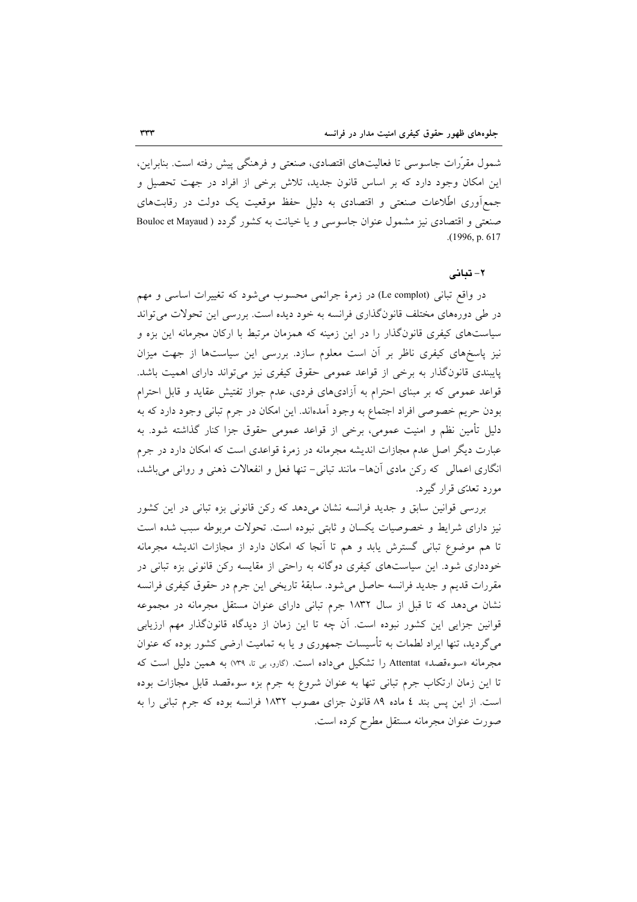شمول مقرّرات جاسوسی تا فعالیت‌های اقتصادی، صنعتی و فرهنگی پیش رفته است. بنابراین، این امکان وجود دارد که بر اساس قانون جدید، تلاش برخی از افراد در جهت تحصیل و جمع‌آوری اطّلاعات صنعتی و اقتصادی به دلیل حفظ موقعیت یک دولت در رقابت‌های صنعتی و اقتصادی نیز مشمول عنوان جاسوسی و یا خیانت به کشور گردد (Bouloc et Mayaud 1996, p. 617).

## ۲- تبانی

در واقع تبانی (Le complot) در زمرهٔ جرائمی محسوب می‌شود که تغییرات اساسی و مهم در طی دوره‌های مختلف قانون‌گذاری فرانسه به خود دیده است. بررسی این تحولات می‌تواند سیاست‌های کیفری قانون‌گذار را در این زمینه که همزمان مرتبط با ارکان مجرمانه این بزه و نیز پاسخ‌های کیفری ناظر بر آن است معلوم سازد. بررسی این سیاست‌ها از جهت میزان پایبندی قانون‌گذار به برخی از قواعد عمومی حقوق کیفری نیز می‌تواند دارای اهمیت باشد. قواعد عمومی که بر مبنای احترام به آزادی‌های فردی، عدم جواز تفتیش عقاید و قابل احترام بودن حریم خصوصی افراد اجتماع به وجود آمده‌اند. این امکان در جرم تبانی وجود دارد که به دلیل تأمین نظم و امنیت عمومی، برخی از قواعد عمومی حقوق جزا کنار گذاشته شود. به عبارت دیگر اصل عدم مجازات اندیشه مجرمانه در زمرهٔ قواعدی است که امکان دارد در جرم انگاری اعمالی که رکن مادی آن‌ها- مانند تبانی- تنها فعل و انفعالات ذهنی و روانی می‌باشد، مورد تعدّی قرار گیرد.

بررسی قوانین سابق و جدید فرانسه نشان می‌دهد که رکن قانونی بزه تبانی در این کشور نیز دارای شرایط و خصوصیات یکسان و ثابتی نبوده است. تحولات مربوطه سبب شده است تا هم موضوع تبانی گسترش یابد و هم تا آنجا که امکان دارد از مجازات اندیشه مجرمانه خودداری شود. این سیاست‌های کیفری دوگانه به راحتی از مقایسه رکن قانونی بزه تبانی در مقررات قدیم و جدید فرانسه حاصل می‌شود. سابقهٔ تاریخی این جرم در حقوق کیفری فرانسه نشان می‌دهد که تا قبل از سال ۱۸۳۲ جرم تبانی دارای عنوان مستقل مجرمانه در مجموعه قوانین جزایی این کشور نبوده است. آن چه تا این زمان از دیدگاه قانون‌گذار مهم ارزیابی می‌گردید، تنها ایراد لطمات به تأسیسات جمهوری و یا به تمامیت ارضی کشور بوده که عنوان مجرمانه «سوءقصد» Attentat را تشکیل می‌داده است. (گارو، بی تا، ۷۳۹) به همین دلیل است که تا این زمان ارتکاب جرم تبانی تنها به عنوان شروع به جرم بزه سوءقصد قابل مجازات بوده است. از این پس بند ٤ ماده ۸۹ قانون جزای مصوب ۱۸۳۲ فرانسه بوده که جرم تبانی را به صورت عنوان مجرمانه مستقل مطرح کرده است.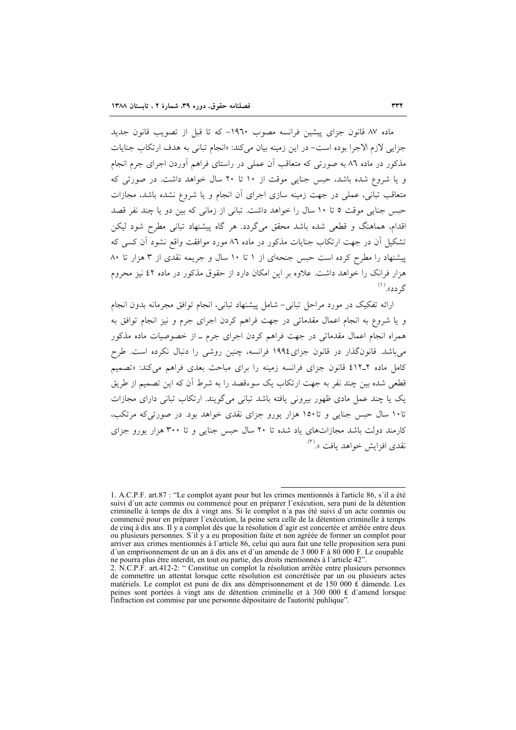ماده ۸۷ قانون جزای پیشین فرانسه مصوب ۱۹۶۰- که تا قبل از تصویب قانون جدید جزایی لازم الاجرا بوده است- در این زمینه بیان می‌کند: «انجام تبانی به هدف ارتکاب جنایات مذکور در ماده ۸۶ به صورتی که متعاقب آن عملی در راستای فراهم آوردن اجرای جرم انجام و یا شروع شده باشد، حبس جنایی موقت از ۱۰ تا ۲۰ سال خواهد داشت. در صورتی که متعاقب تبانی، عملی در جهت زمینه سازی اجرای آن انجام و یا شروع نشده باشد، مجازات حبس جنایی موقت ۵ تا ۱۰ سال را خواهد داشت. تبانی از زمانی که بین دو یا چند نفر قصد اقدام، هماهنگ و قطعی شده باشد محقق می‌گردد. هر گاه پیشنهاد تبانی مطرح شود لیکن تشکیل آن در جهت ارتکاب جنایات مذکور در ماده ۸۶ مورد موافقت واقع نشود آن کسی که پیشنهاد را مطرح کرده است حبس جنحه‌ای از ۱ تا ۱۰ سال و جریمه نقدی از ۳ هزار تا ۸۰ هزار فرانک را خواهد داشت. علاوه بر این امکان دارد از حقوق مذکور در ماده ۴۲ نیز محروم گردد».[1]

ارائه تفکیک در مورد مراحل تبانی- شامل پیشنهاد تبانی، انجام توافق مجرمانه بدون انجام و یا شروع به انجام اعمال مقدماتی در جهت فراهم کردن اجرای جرم و نیز انجام توافق به همراه انجام اعمال مقدماتی در جهت فراهم کردن اجرای جرم ـ از خصوصیات ماده مذکور می‌باشد. قانونگذار در قانون جزای۱۹۹۴ فرانسه، چنین روشی را دنبال نکرده است. طرح کامل ماده ۲ـ۴۱۲ قانون جزای فرانسه زمینه را برای مباحث بعدی فراهم می‌کند: «تصمیم قطعی شده بین چند نفر به جهت ارتکاب یک سوءقصد را به شرط آن که این تصمیم از طریق یک یا چند عمل مادی ظهور بیرونی یافته باشد تبانی می‌گویند. ارتکاب تبانی دارای مجازات تا۱۰ سال حبس جنایی و تا۱۵۰ هزار یورو جزای نقدی خواهد بود. در صورتی‌که مرتکب، کارمند دولت باشد مجازات‌های یاد شده تا ۲۰ سال حبس جنایی و تا ۳۰۰ هزار یورو جزای نقدی افزایش خواهد یافت ».[2]

---

1. A.C.P.F. art.87 : "Le complot ayant pour but les crimes mentionnés à l'article 86, s´il a été suivi d´un acte commis ou commencé pour en préparer l´exécution, sera puni de la détention criminelle à temps de dix à vingt ans. Si le complot n´a pas été suivi d´un acte commis ou commencé pour en préparer l´exécution, la peine sera celle de la détention criminelle à temps de cinq à dix ans. Il y a complot dès que la résolution d´agir est concertée et arrêtée entre deux ou plusieurs personnes. S´il y a eu proposition faite et non agréée de former un complot pour arriver aux crimes mentionnés à l´article 86, celui qui aura fait une telle proposition sera puni d´un emprisonnement de un an à dix ans et d´un amende de 3 000 F à 80 000 F. Le coupable ne pourra plus être interdit, en tout ou partie, des droits mentionnés à l´article 42".

2. N.C.P.F. art.412-2: " Constitue un complot la résolution arrêtée entre plusieurs personnes de commettre un attentat lorsque cette résolution est concrétisée par un ou plusieurs actes matériels. Le complot est puni de dix ans démprisonnement et de 150 000 £ dámende. Les peines sont portées à vingt ans de détention criminelle et à 300 000 £ d´amend lorsque l'infraction est commise par une personne dépositaire de l'autorité puhlique".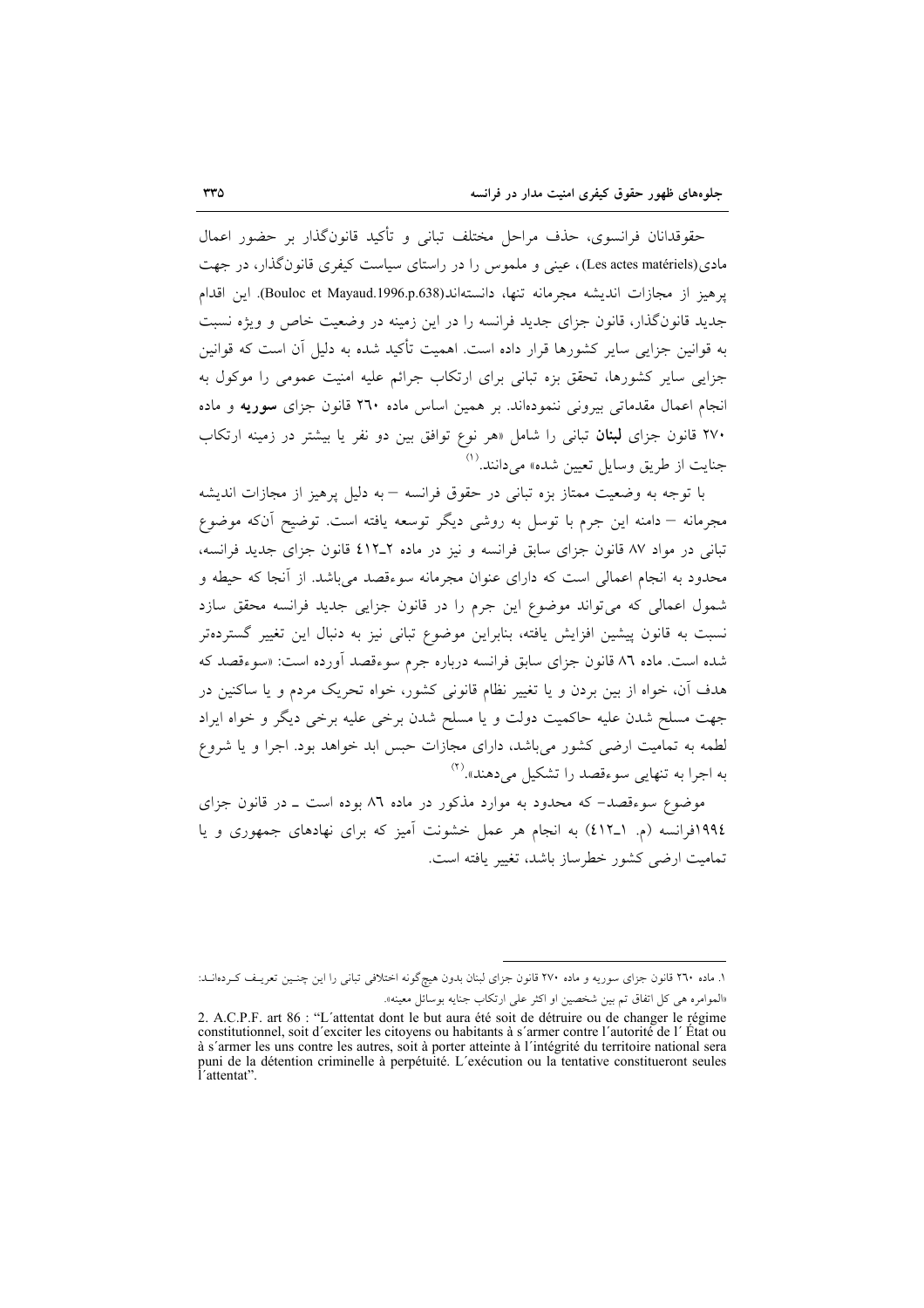حقوقدانان فرانسوی، حذف مراحل مختلف تبانی و تأکید قانونگذار بر حضور اعمال مادی(Les actes matériels)، عینی و ملموس را در راستای سیاست کیفری قانونگذار، در جهت پرهیز از مجازات اندیشه مجرمانه تنها، دانسته‌اند(Bouloc et Mayaud.1996.p.638). این اقدام جدید قانونگذار، قانون جزای جدید فرانسه را در این زمینه در وضعیت خاص و ویژه نسبت به قوانین جزایی سایر کشورها قرار داده است. اهمیت تأکید شده به دلیل آن است که قوانین جزایی سایر کشورها، تحقق بزه تبانی برای ارتکاب جرائم علیه امنیت عمومی را موکول به انجام اعمال مقدماتی بیرونی ننموده‌اند. بر همین اساس ماده ۲۶۰ قانون جزای **سوریه** و ماده ۲۷۰ قانون جزای **لبنان** تبانی را شامل «هر نوع توافق بین دو نفر یا بیشتر در زمینه ارتکاب جنایت از طریق وسایل تعیین شده» می‌دانند.[1]

با توجه به وضعیت ممتاز بزه تبانی در حقوق فرانسه – به دلیل پرهیز از مجازات اندیشه مجرمانه – دامنه این جرم با توسل به روشی دیگر توسعه یافته است. توضیح آنکه موضوع تبانی در مواد ۸۷ قانون جزای سابق فرانسه و نیز در ماده ۲ـ۴۱۲ قانون جزای جدید فرانسه، محدود به انجام اعمالی است که دارای عنوان مجرمانه سوءقصد می‌باشد. از آنجا که حیطه و شمول اعمالی که می‌تواند موضوع این جرم را در قانون جزایی جدید فرانسه محقق سازد نسبت به قانون پیشین افزایش یافته، بنابراین موضوع تبانی نیز به دنبال این تغییر گسترده‌تر شده است. ماده ۸٦ قانون جزای سابق فرانسه درباره جرم سوءقصد آورده است: «سوءقصد که هدف آن، خواه از بین بردن و یا تغییر نظام قانونی کشور، خواه تحریک مردم و یا ساکنین در جهت مسلح شدن علیه حاکمیت دولت و یا مسلح شدن برخی علیه برخی دیگر و خواه ایراد لطمه به تمامیت ارضی کشور می‌باشد، دارای مجازات حبس ابد خواهد بود. اجرا و یا شروع به اجرا به تنهایی سوءقصد را تشکیل می‌دهند».[2]

موضوع سوءقصد- که محدود به موارد مذکور در ماده ۸٦ بوده است ـ در قانون جزای ۱۹۹٤فرانسه (م. ۱ـ۴۱۲) به انجام هر عمل خشونت آمیز که برای نهادهای جمهوری و یا تمامیت ارضی کشور خطرساز باشد، تغییر یافته است.

---

۱. ماده ۲۶۰ قانون جزای سوریه و ماده ۲۷۰ قانون جزای لبنان بدون هیچ‌گونه اختلافی تبانی را این چنین تعریف کرده‌اند: «المؤامرة هي كل اتفاق تم بين شخصين او اكثر على ارتكاب جناية بوسائل معينة».

2. A.C.P.F. art 86 : "L´attentat dont le but aura été soit de détruire ou de changer le régime constitutionnel, soit d´exciter les citoyens ou habitants à s´armer contre l´autorité de l´ État ou à s´armer les uns contre les autres, soit à porter atteinte à l´intégrité du territoire national sera puni de la détention criminelle à perpétuité. L´exécution ou la tentative constitueront seules l´attentat".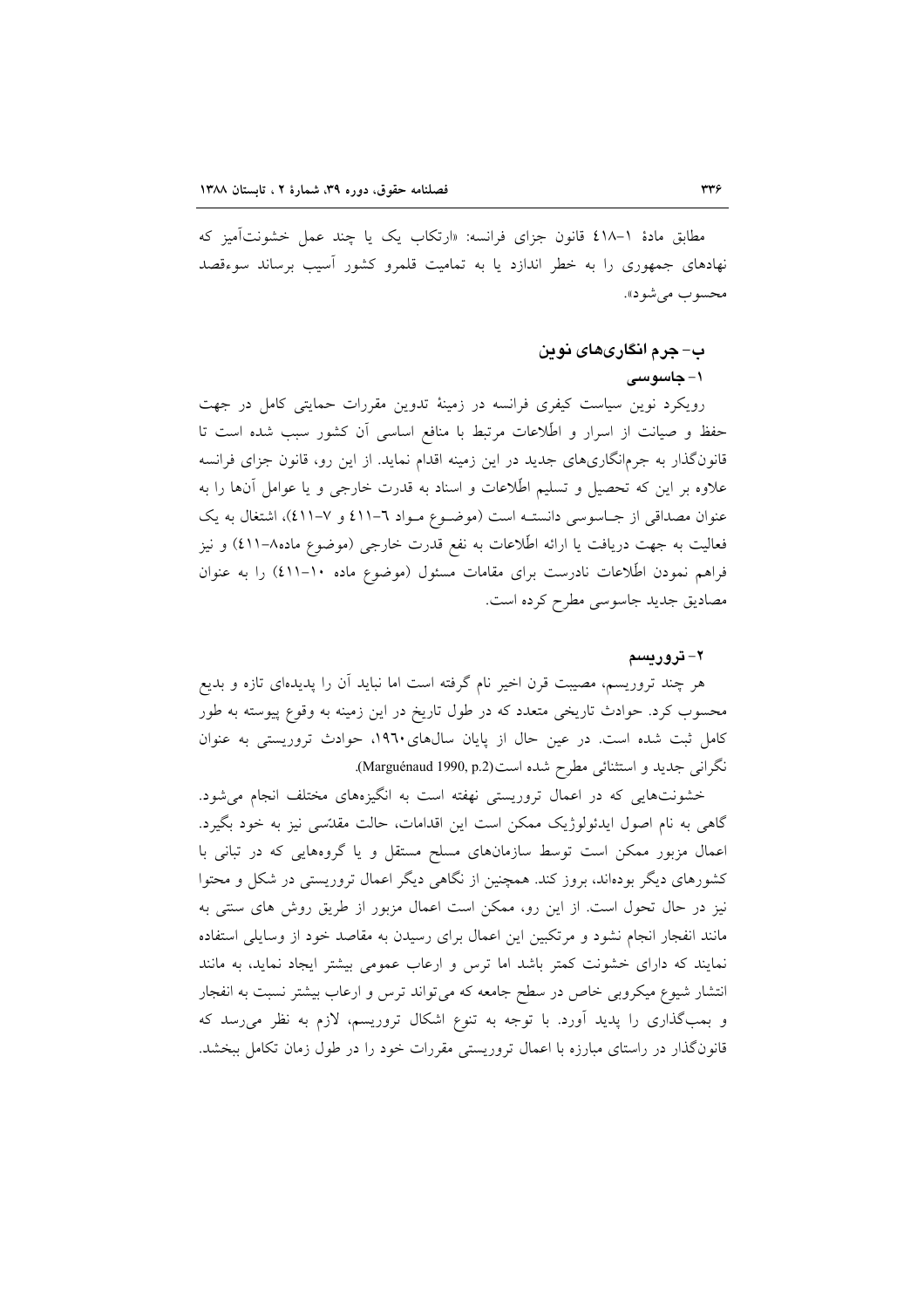مطابق مادهٔ ۱-۴۱۸ قانون جزای فرانسه: «ارتکاب یک یا چند عمل خشونت‌آمیز که نهادهای جمهوری را به خطر اندازد یا به تمامیت قلمرو کشور آسیب برساند سوءقصد محسوب می‌شود».

### ب- جرم انگاری‌های نوین

#### ۱- جاسوسی

رویکرد نوین سیاست کیفری فرانسه در زمینهٔ تدوین مقررات حمایتی کامل در جهت حفظ و صیانت از اسرار و اطّلاعات مرتبط با منافع اساسی آن کشور سبب شده است تا قانون‌گذار به جرم‌انگاری‌های جدید در این زمینه اقدام نماید. از این رو، قانون جزای فرانسه علاوه بر این که تحصیل و تسلیم اطّلاعات و اسناد به قدرت خارجی و یا عوامل آن‌ها را به عنوان مصداقی از جاسوسی دانسته است (موضوع مواد ۶-۴۱۱ و ۷-۴۱۱)، اشتغال به یک فعالیت به جهت دریافت یا ارائه اطّلاعات به نفع قدرت خارجی (موضوع ماده۸-۴۱۱) و نیز فراهم نمودن اطّلاعات نادرست برای مقامات مسئول (موضوع ماده ۱۰-۴۱۱) را به عنوان مصادیق جدید جاسوسی مطرح کرده است.

#### ۲- تروریسم

هر چند تروریسم، مصیبت قرن اخیر نام گرفته است اما نباید آن را پدیده‌ای تازه و بدیع محسوب کرد. حوادث تاریخی متعدد که در طول تاریخ در این زمینه به وقوع پیوسته به طور کامل ثبت شده است. در عین حال از پایان سال‌های۱۹۶۰، حوادث تروریستی به عنوان نگرانی جدید و استثنائی مطرح شده است(Marguénaud 1990, p.2).

خشونت‌هایی که در اعمال تروریستی نهفته است به انگیزه‌های مختلف انجام می‌شود. گاهی به نام اصول ایدئولوژیک ممکن است این اقدامات، حالت مقدّسی نیز به خود بگیرد. اعمال مزبور ممکن است توسط سازمان‌های مسلح مستقل و یا گروه‌هایی که در تبانی با کشورهای دیگر بوده‌اند، بروز کند. همچنین از نگاهی دیگر اعمال تروریستی در شکل و محتوا نیز در حال تحول است. از این رو، ممکن است اعمال مزبور از طریق روش های سنتی به مانند انفجار انجام نشود و مرتکبین این اعمال برای رسیدن به مقاصد خود از وسایلی استفاده نمایند که دارای خشونت کمتر باشد اما ترس و ارعاب عمومی بیشتر ایجاد نماید، به مانند انتشار شیوع میکروبی خاص در سطح جامعه که می‌تواند ترس و ارعاب بیشتر نسبت به انفجار و بمب‌گذاری را پدید آورد. با توجه به تنوع اشکال تروریسم، لازم به نظر می‌رسد که قانون‌گذار در راستای مبارزه با اعمال تروریستی مقررات خود را در طول زمان تکامل ببخشد.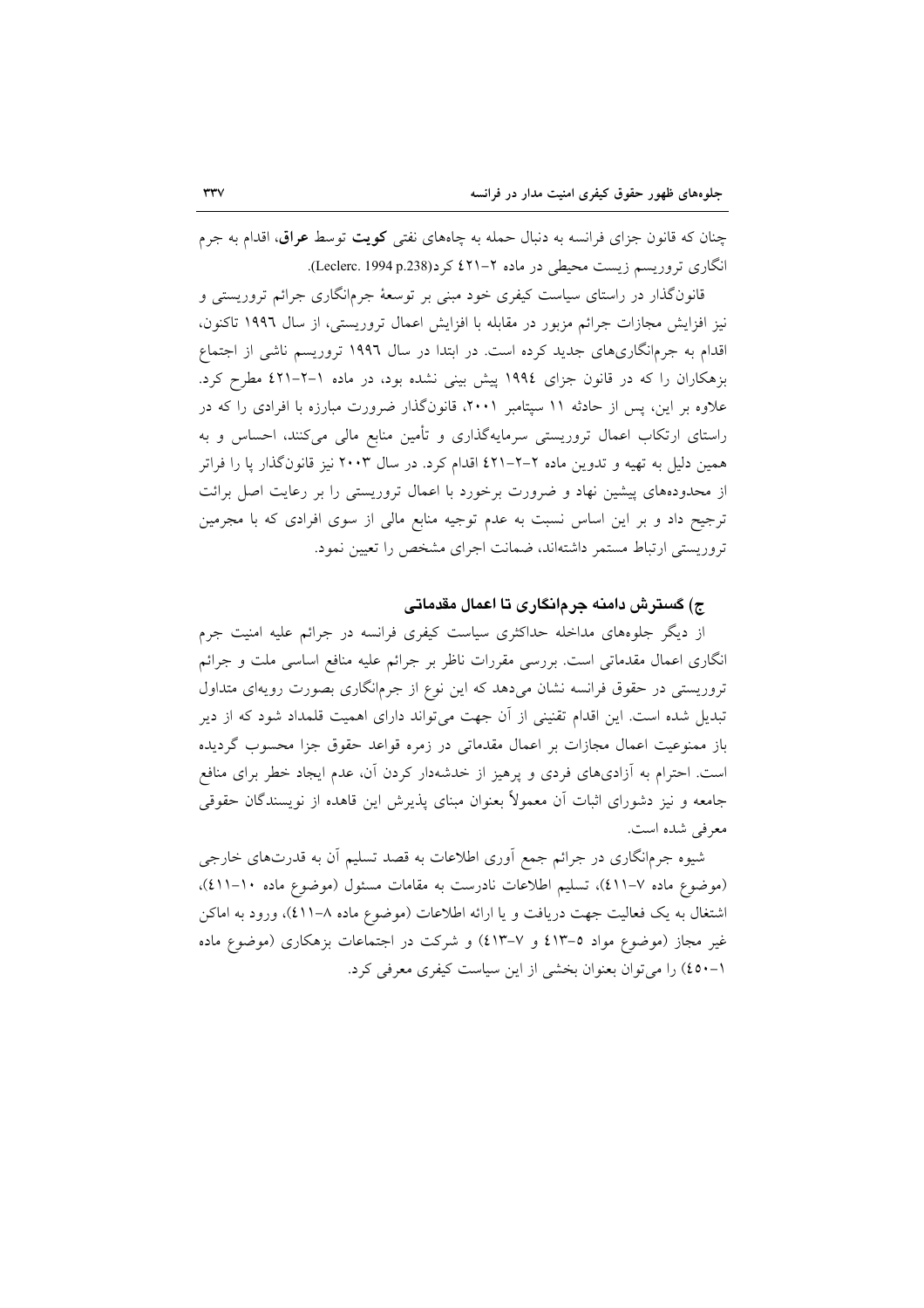چنان که قانون جزای فرانسه به دنبال حمله به چاه‌های نفتی **کویت** توسط **عراق**، اقدام به جرم انگاری تروریسم زیست محیطی در ماده ۲-۴۲۱ کرد(Leclerc. 1994 p.238).

قانون‌گذار در راستای سیاست کیفری خود مبنی بر توسعهٔ جرم‌انگاری جرائم تروریستی و نیز افزایش مجازات جرائم مزبور در مقابله با افزایش اعمال تروریستی، از سال ۱۹۹۶ تاکنون، اقدام به جرم‌انگاری‌های جدید کرده است. در ابتدا در سال ۱۹۹۶ تروریسم ناشی از اجتماع بزهکاران را که در قانون جزای ۱۹۹۴ پیش بینی نشده بود، در ماده ۱-۲-۴۲۱ مطرح کرد. علاوه بر این، پس از حادثه ۱۱ سپتامبر ۲۰۰۱، قانون‌گذار ضرورت مبارزه با افرادی را که در راستای ارتکاب اعمال تروریستی سرمایه‌گذاری و تأمین منابع مالی می‌کنند، احساس و به همین دلیل به تهیه و تدوین ماده ۲-۲-۴۲۱ اقدام کرد. در سال ۲۰۰۳ نیز قانون‌گذار پا را فراتر از محدوده‌های پیشین نهاد و ضرورت برخورد با اعمال تروریستی را بر رعایت اصل برائت ترجیح داد و بر این اساس نسبت به عدم توجیه منابع مالی از سوی افرادی که با مجرمین تروریستی ارتباط مستمر داشته‌اند، ضمانت اجرای مشخص را تعیین نمود.

### ج) گسترش دامنه جرم‌انگاری تا اعمال مقدماتی

از دیگر جلوه‌های مداخله حداکثری سیاست کیفری فرانسه در جرائم علیه امنیت جرم انگاری اعمال مقدماتی است. بررسی مقررات ناظر بر جرائم علیه منافع اساسی ملت و جرائم تروریستی در حقوق فرانسه نشان می‌دهد که این نوع از جرم‌انگاری بصورت رویه‌ای متداول تبدیل شده است. این اقدام تقنینی از آن جهت می‌تواند دارای اهمیت قلمداد شود که از دیر باز ممنوعیت اعمال مجازات بر اعمال مقدماتی در زمره قواعد حقوق جزا محسوب گردیده است. احترام به آزادی‌های فردی و پرهیز از خدشه‌دار کردن آن، عدم ایجاد خطر برای منافع جامعه و نیز دشورای اثبات آن معمولاً بعنوان مبنای پذیرش این قاعده از نویسندگان حقوقی معرفی شده است.

شیوه جرم‌انگاری در جرائم جمع آوری اطلاعات به قصد تسلیم آن به قدرت‌های خارجی (موضوع ماده ۷-۴۱۱)، تسلیم اطلاعات نادرست به مقامات مسئول (موضوع ماده ۱۰-۴۱۱)، اشتغال به یک فعالیت جهت دریافت و یا ارائه اطلاعات (موضوع ماده ۸-۴۱۱)، ورود به اماکن غیر مجاز (موضوع مواد ۵-۴۱۳ و ۷-۴۱۳) و شرکت در اجتماعات بزهکاری (موضوع ماده ۱-۴۵۰) را می‌توان بعنوان بخشی از این سیاست کیفری معرفی کرد.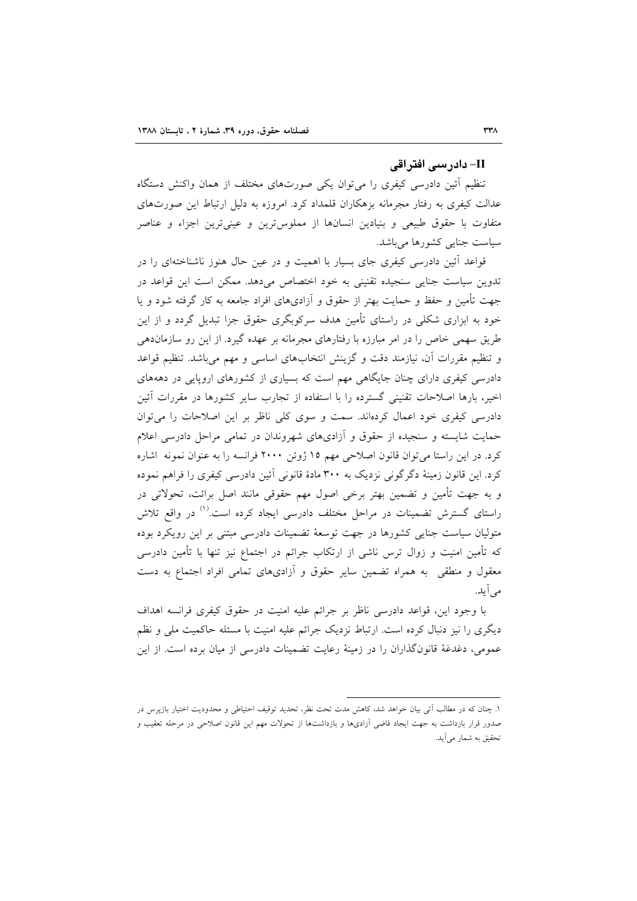## II- دادرسی افتراقی

تنظیم آئین دادرسی کیفری را می‌توان یکی صورت‌های مختلف از همان واکنش دستگاه عدالت کیفری به رفتار مجرمانه بزهکاران قلمداد کرد. امروزه به دلیل ارتباط این صورت‌های متفاوت با حقوق طبیعی و بنیادین انسان‌ها از مملوس‌ترین و عینی‌ترین اجزاء و عناصر سیاست جنایی کشورها می‌باشد.

قواعد آئین دادرسی کیفری جای بسیار با اهمیت و در عین حال هنوز ناشناخته‌ای را در تدوین سیاست جنایی سنجیده تقنینی به خود اختصاص می‌دهد. ممکن است این قواعد در جهت تأمین و حفظ و حمایت بهتر از حقوق و آزادی‌های افراد جامعه به کار گرفته شود و یا خود به ابزاری شکلی در راستای تأمین هدف سرکوبگری حقوق جزا تبدیل گردد و از این طریق سهمی خاص را در امر مبارزه با رفتارهای مجرمانه بر عهده گیرد. از این رو سازماندهی و تنظیم مقررات آن، نیازمند دقت و گزینش انتخاب‌های اساسی و مهم می‌باشد. تنظیم قواعد دادرسی کیفری دارای چنان جایگاهی مهم است که بسیاری از کشورهای اروپایی در دهه‌های اخیر، بارها اصلاحات تقنینی گسترده را با استفاده از تجارب سایر کشورها در مقررات آئین دادرسی کیفری خود اعمال کرده‌اند. سمت و سوی کلی ناظر بر این اصلاحات را می‌توان حمایت شایسته و سنجیده از حقوق و آزادی‌های شهروندان در تمامی مراحل دادرسی اعلام کرد. در این راستا می‌توان قانون اصلاحی مهم ۱۵ ژوئن ۲۰۰۰ فرانسه را به عنوان نمونه اشاره کرد. این قانون زمینهٔ دگرگونی نزدیک به ۳۰۰ مادهٔ قانونی آئین دادرسی کیفری را فراهم نموده و به جهت تأمین و تضمین بهتر برخی اصول مهم حقوقی مانند اصل برائت، تحولاتی در راستای گسترش تضمینات در مراحل مختلف دادرسی ایجاد کرده است.[1] در واقع تلاش متولیان سیاست جنایی کشورها در جهت توسعهٔ تضمینات دادرسی مبتنی بر این رویکرد بوده که تأمین امنیت و زوال ترس ناشی از ارتکاب جرائم در اجتماع نیز تنها با تأمین دادرسی معقول و منطقی به همراه تضمین سایر حقوق و آزادی‌های تمامی افراد اجتماع به دست می‌آید.

با وجود این، قواعد دادرسی ناظر بر جرائم علیه امنیت در حقوق کیفری فرانسه اهداف دیگری را نیز دنبال کرده است. ارتباط نزدیک جرائم علیه امنیت با مسئله حاکمیت ملی و نظم عمومی، دغدغهٔ قانونگذاران را در زمینهٔ رعایت تضمینات دادرسی از میان برده است. از این

---

۱. چنان که در مطالب آتی بیان خواهد شد، کاهش مدت تحت نظر، تحدید توقیف احتیاطی و محدودیت اختیار بازپرس در صدور قرار بازداشت به جهت ایجاد قاضی آزادی‌ها و بازداشت‌ها از تحولات مهم این قانون اصلاحی در مرحله تعقیب و تحقیق به شمار می‌آید.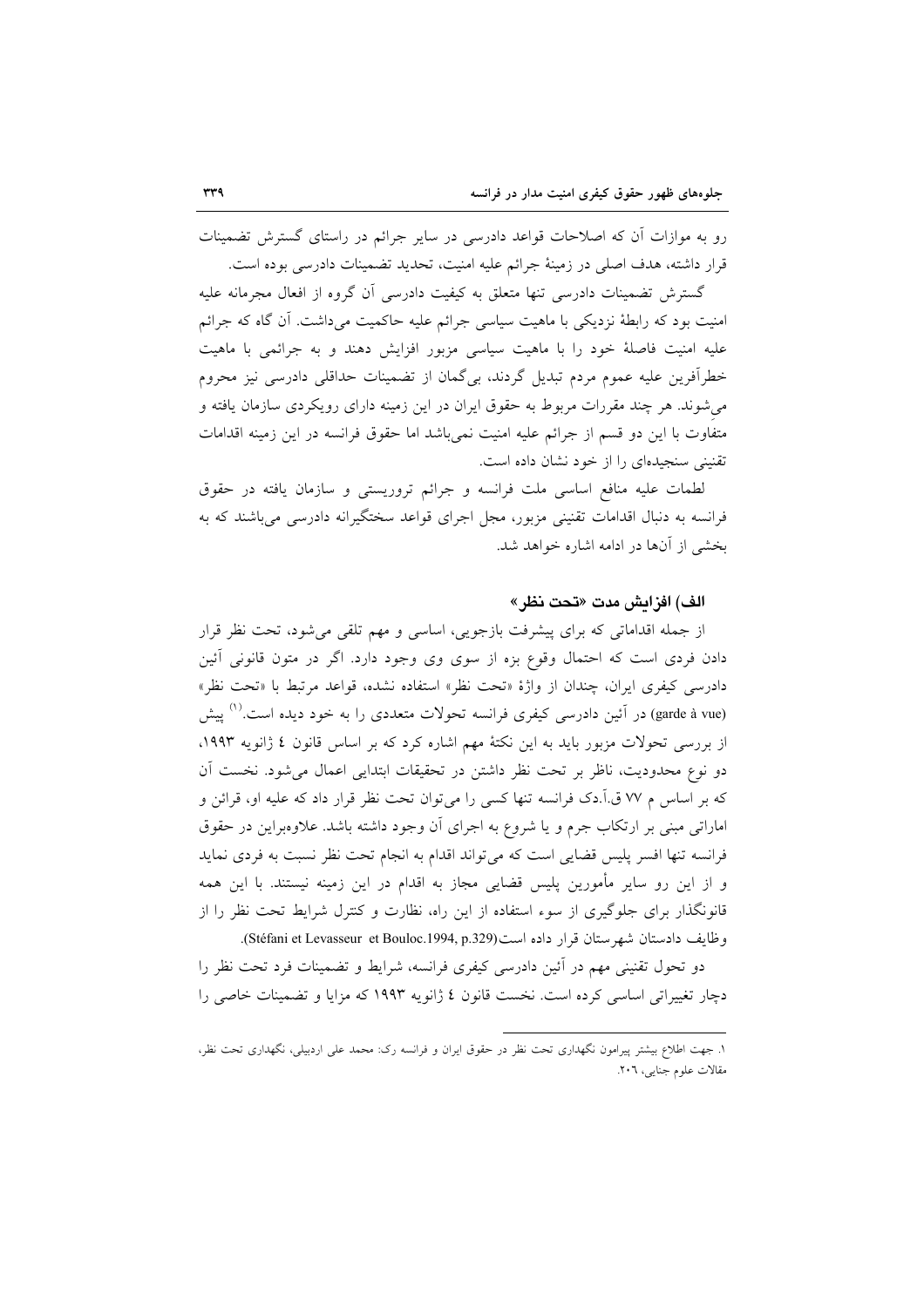رو به موازات آن که اصلاحات قواعد دادرسی در سایر جرائم در راستای گسترش تضمینات قرار داشته، هدف اصلی در زمینهٔ جرائم علیه امنیت، تحدید تضمینات دادرسی بوده است.

گسترش تضمینات دادرسی تنها متعلق به کیفیت دادرسی آن گروه از افعال مجرمانه علیه امنیت بود که رابطهٔ نزدیکی با ماهیت سیاسی جرائم علیه حاکمیت می‌داشت. آن گاه که جرائم علیه امنیت فاصلهٔ خود را با ماهیت سیاسی مزبور افزایش دهند و به جرائمی با ماهیت خطرآفرین علیه عموم مردم تبدیل گردند، بی‌گمان از تضمینات حداقلی دادرسی نیز محروم می‌شوند. هر چند مقررات مربوط به حقوق ایران در این زمینه دارای رویکردی سازمان یافته و متفاوت با این دو قسم از جرائم علیه امنیت نمی‌باشد اما حقوق فرانسه در این زمینه اقدامات تقنینی سنجیده‌ای را از خود نشان داده است.

لطمات علیه منافع اساسی ملت فرانسه و جرائم تروریستی و سازمان یافته در حقوق فرانسه به دنبال اقدامات تقنینی مزبور، مجل اجرای قواعد سختگیرانه دادرسی می‌باشند که به بخشی از آن‌ها در ادامه اشاره خواهد شد.

### الف) افزایش مدت «تحت نظر»

از جمله اقداماتی که برای پیشرفت بازجویی، اساسی و مهم تلقی می‌شود، تحت نظر قرار دادن فردی است که احتمال وقوع بزه از سوی وی وجود دارد. اگر در متون قانونی آئین دادرسی کیفری ایران، چندان از واژهٔ «تحت نظر» استفاده نشده، قواعد مرتبط با «تحت نظر» (garde à vue) در آئین دادرسی کیفری فرانسه تحولات متعددی را به خود دیده است.[1] پیش از بررسی تحولات مزبور باید به این نکتهٔ مهم اشاره کرد که بر اساس قانون ٤ ژانویه ١٩٩٣، دو نوع محدودیت، ناظر بر تحت نظر داشتن در تحقیقات ابتدایی اعمال می‌شود. نخست آن که بر اساس م ٧٧ ق.آ.دک فرانسه تنها کسی را می‌توان تحت نظر قرار داد که علیه او، قرائن و اماراتی مبنی بر ارتکاب جرم و یا شروع به اجرای آن وجود داشته باشد. علاوه‌براین در حقوق فرانسه تنها افسر پلیس قضایی است که می‌تواند اقدام به انجام تحت نظر نسبت به فردی نماید و از این رو سایر مأمورین پلیس قضایی مجاز به اقدام در این زمینه نیستند. با این همه قانونگذار برای جلوگیری از سوء استفاده از این راه، نظارت و کنترل شرایط تحت نظر را از وظایف دادستان شهرستان قرار داده است(Stéfani et Levasseur et Bouloc.1994, p.329).

دو تحول تقنینی مهم در آئین دادرسی کیفری فرانسه، شرایط و تضمینات فرد تحت نظر را دچار تغییراتی اساسی کرده است. نخست قانون ٤ ژانویه ١٩٩٣ که مزایا و تضمینات خاصی را

---

١. جهت اطلاع بیشتر پیرامون نگهداری تحت نظر در حقوق ایران و فرانسه رک: محمد علی اردبیلی، نگهداری تحت نظر، مقالات علوم جنایی، ٢٠٦.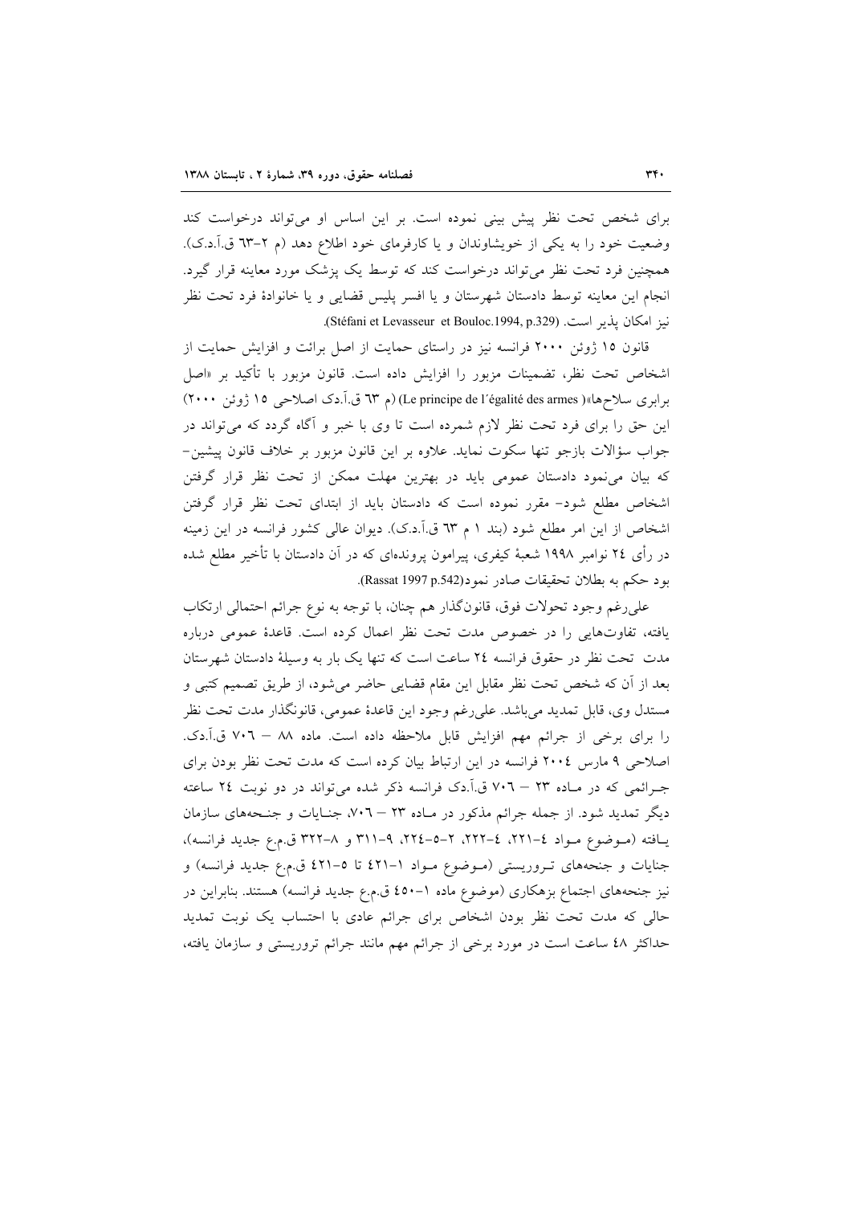برای شخص تحت نظر پیش بینی نموده است. بر این اساس او می‌تواند درخواست کند وضعیت خود را به یکی از خویشاوندان و یا کارفرمای خود اطلاع دهد (م ۲-٦٣ ق.آ.د.ک). همچنین فرد تحت نظر می‌تواند درخواست کند که توسط یک پزشک مورد معاینه قرار گیرد. انجام این معاینه توسط دادستان شهرستان و یا افسر پلیس قضایی و یا خانوادهٔ فرد تحت نظر نیز امکان پذیر است. (Stéfani et Levasseur et Bouloc.1994, p.329).

قانون ۱۵ ژوئن ۲۰۰۰ فرانسه نیز در راستای حمایت از اصل برائت و افزایش حمایت از اشخاص تحت نظر، تضمینات مزبور را افزایش داده است. قانون مزبور با تأکید بر «اصل برابری سلاح‌ها»( Le principe de l´égalité des armes) (م ٦٣ ق.آ.دک اصلاحی ۱۵ ژوئن ۲۰۰۰) این حق را برای فرد تحت نظر لازم شمرده است تا وی با خبر و آگاه گردد که می‌تواند در جواب سؤالات بازجو تنها سکوت نماید. علاوه بر این قانون مزبور بر خلاف قانون پیشین- که بیان می‌نمود دادستان عمومی باید در بهترین مهلت ممکن از تحت نظر قرار گرفتن اشخاص مطلع شود- مقرر نموده است که دادستان باید از ابتدای تحت نظر قرار گرفتن اشخاص از این امر مطلع شود (بند ۱ م ٦٣ ق.آ.د.ک). دیوان عالی کشور فرانسه در این زمینه در رأی ٢٤ نوامبر ۱۹۹۸ شعبهٔ کیفری، پیرامون پرونده‌ای که در آن دادستان با تأخیر مطلع شده بود حکم به بطلان تحقیقات صادر نمود(Rassat 1997 p.542).

علی‌رغم وجود تحولات فوق، قانونگذار هم چنان، با توجه به نوع جرائم احتمالی ارتکاب یافته، تفاوت‌هایی را در خصوص مدت تحت نظر اعمال کرده است. قاعدهٔ عمومی درباره مدت تحت نظر در حقوق فرانسه ٢٤ ساعت است که تنها یک بار به وسیلهٔ دادستان شهرستان بعد از آن که شخص تحت نظر مقابل این مقام قضایی حاضر می‌شود، از طریق تصمیم کتبی و مستدل وی، قابل تمدید می‌باشد. علی‌رغم وجود این قاعدهٔ عمومی، قانونگذار مدت تحت نظر را برای برخی از جرائم مهم افزایش قابل ملاحظه داده است. ماده ۸۸ – ۷۰٦ ق.آ.دک. اصلاحی ۹ مارس ۲۰۰٤ فرانسه در این ارتباط بیان کرده است که مدت تحت نظر بودن برای جـرائمی که در مـاده ۲۳ – ۷۰٦ ق.آ.دک فرانسه ذکر شده می‌تواند در دو نوبت ٢٤ ساعته دیگر تمدید شود. از جمله جرائم مذکور در مـاده ۲۳ – ۷۰٦، جنـایات و جنـحه‌های سازمان یـافته (مـوضوع مـواد ٤-۲۲۱، ٤-۲۲۲، ۲-٥-۲۲٤، ۹-۳۱۱ و ۸-۳۲۲ ق.م.ع جدید فرانسه)، جنایات و جنحه‌های تـروریستی (مـوضوع مـواد ۱-٤۲۱ تا ٥-٤۲۱ ق.م.ع جدید فرانسه) و نیز جنحه‌های اجتماع بزهکاری (موضوع ماده ۱-٤٥۰ ق.م.ع جدید فرانسه) هستند. بنابراین در حالی که مدت تحت نظر بودن اشخاص برای جرائم عادی با احتساب یک نوبت تمدید حداکثر ٤۸ ساعت است در مورد برخی از جرائم مهم مانند جرائم تروریستی و سازمان یافته،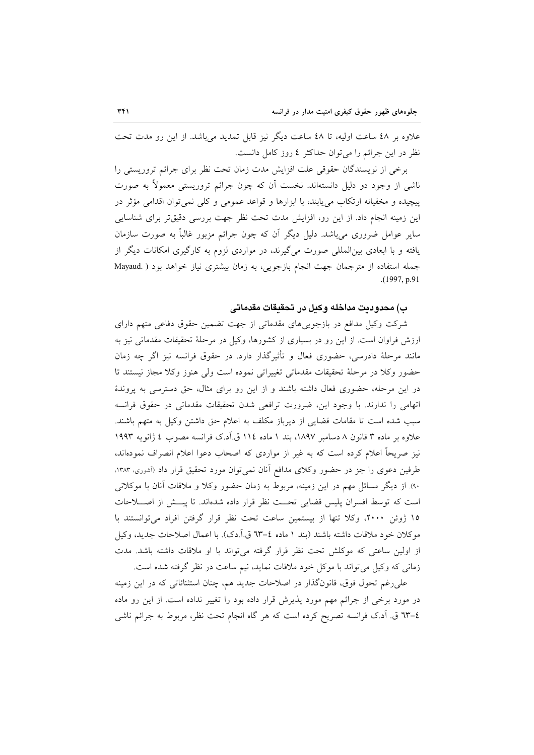علاوه بر ٤٨ ساعت اولیه، تا ٤٨ ساعت دیگر نیز قابل تمدید می‌باشد. از این رو مدت تحت نظر در این جرائم را می‌توان حداکثر ٤ روز کامل دانست.

برخی از نویسندگان حقوقی علت افزایش مدت زمان تحت نظر برای جرائم تروریستی را ناشی از وجود دو دلیل دانسته‌اند. نخست آن که چون جرائم تروریستی معمولاً به صورت پیچیده و مخفیانه ارتکاب می‌یابند، با ابزارها و قواعد عمومی و کلی نمی‌توان اقدامی مؤثر در این زمینه انجام داد. از این رو، افزایش مدت تحت نظر جهت بررسی دقیق‌تر برای شناسایی سایر عوامل ضروری می‌باشد. دلیل دیگر آن که چون جرائم مزبور غالباً به صورت سازمان یافته و با ابعادی بین‌المللی صورت می‌گیرند، در مواردی لزوم به کارگیری امکانات دیگر از جمله استفاده از مترجمان جهت انجام بازجویی، به زمان بیشتری نیاز خواهد بود (Mayaud. 1997, p.91).

### ب) محدودیت مداخله وکیل در تحقیقات مقدماتی

شرکت وکیل مدافع در بازجویی‌های مقدماتی از جهت تضمین حقوق دفاعی متهم دارای ارزش فراوان است. از این رو در بسیاری از کشورها، وکیل در مرحلهٔ تحقیقات مقدماتی نیز به مانند مرحلهٔ دادرسی، حضوری فعال و تأثیرگذار دارد. در حقوق فرانسه نیز اگر چه زمان حضور وکلا در مرحلهٔ تحقیقات مقدماتی تغییراتی نموده است ولی هنوز وکلا مجاز نیستند تا در این مرحله، حضوری فعال داشته باشند و از این رو برای مثال، حق دسترسی به پروندهٔ اتهامی را ندارند. با وجود این، ضرورت ترافعی شدن تحقیقات مقدماتی در حقوق فرانسه سبب شده است تا مقامات قضایی از دیرباز مکلف به اعلام حق داشتن وکیل به متهم باشند. علاوه بر ماده ۳ قانون ۸ دسامبر ۱۸۹۷، بند ۱ ماده ۱۱٤ ق.آد.ک فرانسه مصوب ٤ ژانویه ۱۹۹۳ نیز صریحاً اعلام کرده است که به غیر از مواردی که اصحاب دعوا اعلام انصراف نموده‌اند، طرفین دعوی را جز در حضور وکلای مدافع آنان نمی‌توان مورد تحقیق قرار داد (آشوری، ۱۳۸۳، ۹۰). از دیگر مسائل مهم در این زمینه، مربوط به زمان حضور وکلا و ملاقات آنان با موکلانی است که توسط افسران پلیس قضایی تحت نظر قرار داده شده‌اند. تا پیش از اصلاحات ۱۵ ژوئن ۲۰۰۰، وکلا تنها از بیستمین ساعت تحت نظر قرار گرفتن افراد می‌توانستند با موکلان خود ملاقات داشته باشند (بند ۱ ماده ٤-٦۳ ق.آ.د.ک). با اعمال اصلاحات جدید، وکیل از اولین ساعتی که موکلش تحت نظر قرار گرفته می‌تواند با او ملاقات داشته باشد. مدت زمانی که وکیل می‌تواند با موکل خود ملاقات نماید، نیم ساعت در نظر گرفته شده است.

علی‌رغم تحول فوق، قانونگذار در اصلاحات جدید هم، چنان استثنائاتی که در این زمینه در مورد برخی از جرائم مهم مورد پذیرش قرار داده بود را تغییر نداده است. از این رو ماده ٤-٦۳ ق. آد.ک فرانسه تصریح کرده است که هر گاه انجام تحت نظر، مربوط به جرائم ناشی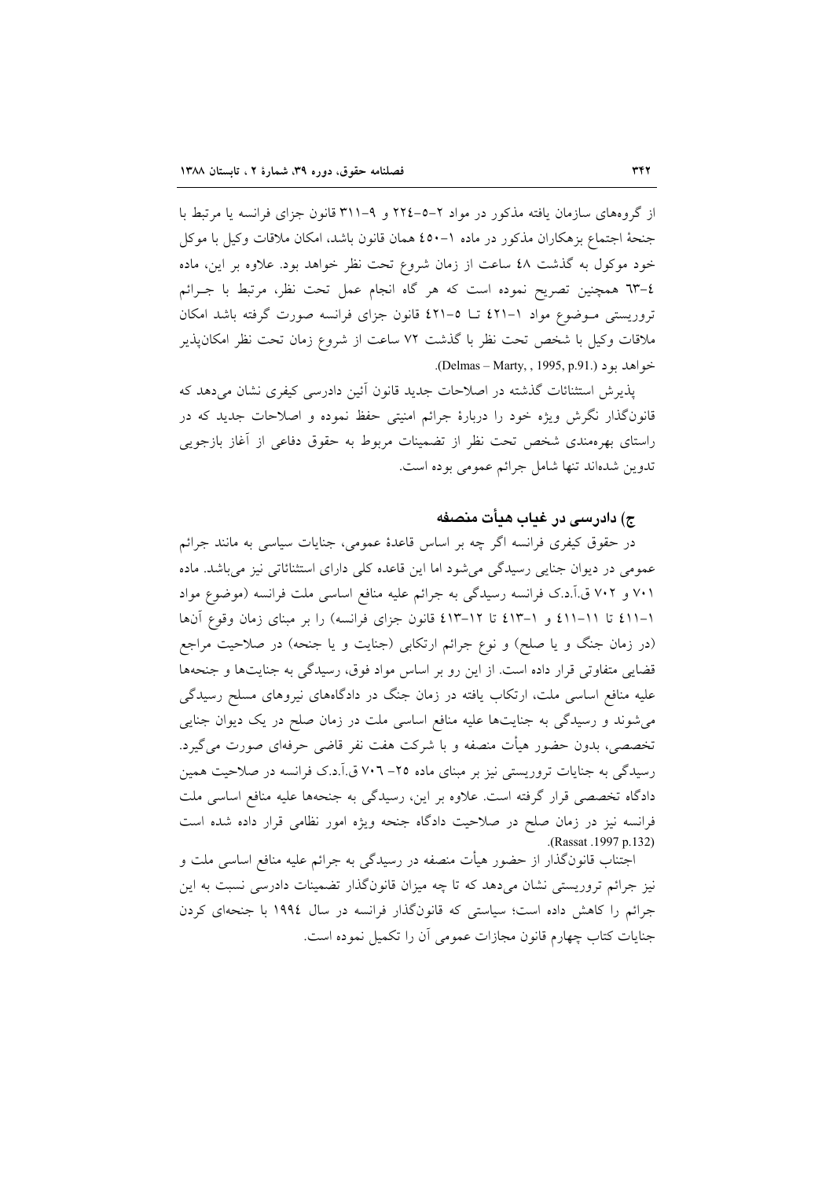از گروه‌های سازمان یافته مذکور در مواد ۲-۵-۲۲٤ و ۹-۳۱۱ قانون جزای فرانسه یا مرتبط با جنحهٔ اجتماع بزهکاران مذکور در ماده ۱-٤٥٠ همان قانون باشد، امکان ملاقات وکیل با موکل خود موکول به گذشت ٤۸ ساعت از زمان شروع تحت نظر خواهد بود. علاوه بر این، ماده ٤-٦۳ همچنین تصریح نموده است که هر گاه انجام عمل تحت نظر، مرتبط با جـرائم تروریستی مـوضوع مواد ۱-٤۲۱ تـا ٥-٤۲۱ قانون جزای فرانسه صورت گرفته باشد امکان ملاقات وکیل با شخص تحت نظر با گذشت ۷۲ ساعت از شروع زمان تحت نظر امکان‌پذیر خواهد بود (Delmas – Marty, , 1995, p.91).

پذیرش استثنائات گذشته در اصلاحات جدید قانون آئین دادرسی کیفری نشان می‌دهد که قانونگذار نگرش ویژه خود را دربارهٔ جرائم امنیتی حفظ نموده و اصلاحات جدید که در راستای بهره‌مندی شخص تحت نظر از تضمینات مربوط به حقوق دفاعی از آغاز بازجویی تدوین شده‌اند تنها شامل جرائم عمومی بوده است.

### ج) دادرسی در غیاب هیأت منصفه

در حقوق کیفری فرانسه اگر چه بر اساس قاعدهٔ عمومی، جنایات سیاسی به مانند جرائم عمومی در دیوان جنایی رسیدگی می‌شود اما این قاعده کلی دارای استثنائاتی نیز می‌باشد. ماده ۷۰۱ و ۷۰۲ ق.آ.د.ک فرانسه رسیدگی به جرائم علیه منافع اساسی ملت فرانسه (موضوع مواد ۱-٤۱۱ تا ۱۱-٤۱۱ و ۱-٤۱۳ تا ۱۲-٤۱۳ قانون جزای فرانسه) را بر مبنای زمان وقوع آنها (در زمان جنگ و یا صلح) و نوع جرائم ارتکابی (جنایت و یا جنحه) در صلاحیت مراجع قضایی متفاوتی قرار داده است. از این رو بر اساس مواد فوق، رسیدگی به جنایت‌ها و جنحه‌ها علیه منافع اساسی ملت، ارتکاب یافته در زمان جنگ در دادگاه‌های نیروهای مسلح رسیدگی می‌شوند و رسیدگی به جنایت‌ها علیه منافع اساسی ملت در زمان صلح در یک دیوان جنایی تخصصی، بدون حضور هیأت منصفه و با شرکت هفت نفر قاضی حرفه‌ای صورت می‌گیرد. رسیدگی به جنایات تروریستی نیز بر مبنای ماده ۲٥- ۷۰٦ ق.آ.د.ک فرانسه در صلاحیت همین دادگاه تخصصی قرار گرفته است. علاوه بر این، رسیدگی به جنحه‌ها علیه منافع اساسی ملت فرانسه نیز در زمان صلح در صلاحیت دادگاه جنحه ویژه امور نظامی قرار داده شده است (Rassat .1997 p.132).

اجتناب قانونگذار از حضور هیأت منصفه در رسیدگی به جرائم علیه منافع اساسی ملت و نیز جرائم تروریستی نشان می‌دهد که تا چه میزان قانونگذار تضمینات دادرسی نسبت به این جرائم را کاهش داده است؛ سیاستی که قانونگذار فرانسه در سال ۱۹۹٤ با جنحه‌ای کردن جنایات کتاب چهارم قانون مجازات عمومی آن را تکمیل نموده است.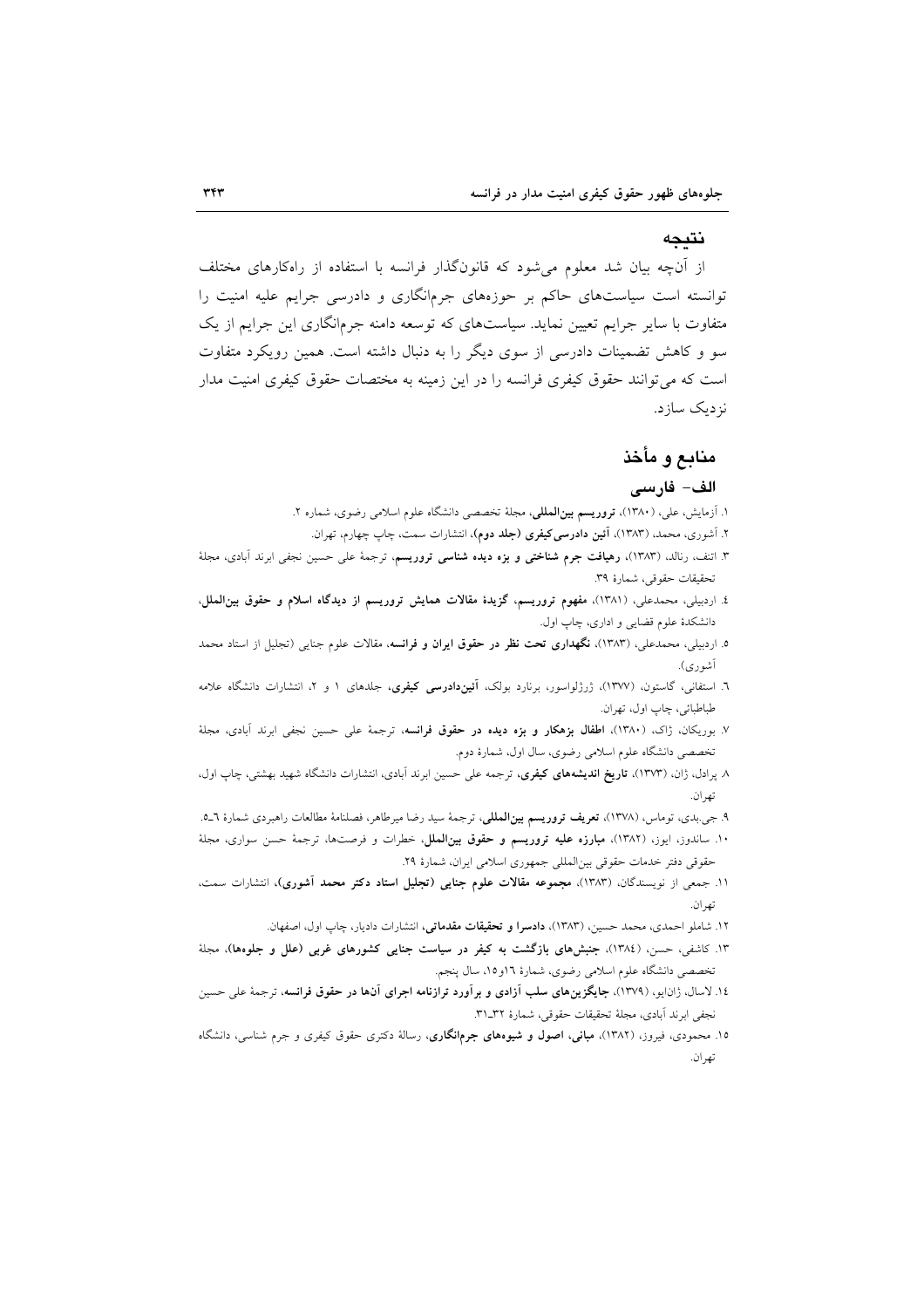## نتیجه

از آنچه بیان شد معلوم می‌شود که قانونگذار فرانسه با استفاده از راه‌کارهای مختلف توانسته است سیاست‌های حاکم بر حوزه‌های جرم‌انگاری و دادرسی جرایم علیه امنیت را متفاوت با سایر جرایم تعیین نماید. سیاست‌های که توسعه دامنه جرم‌انگاری این جرایم از یک سو و کاهش تضمینات دادرسی از سوی دیگر را به دنبال داشته است. همین رویکرد متفاوت است که می‌توانند حقوق کیفری فرانسه را در این زمینه به مختصات حقوق کیفری امنیت مدار نزدیک سازد.

## منابع و مأخذ

### الف- فارسی

۱. آزمایش، علی، (۱۳۸۰)، **تروریسم بین‌المللی**، مجلهٔ تخصصی دانشگاه علوم اسلامی رضوی، شماره ۲.

۲. آشوری، محمد، (۱۳۸۳)، **آئین دادرسی‌کیفری (جلد دوم)**، انتشارات سمت، چاپ چهارم، تهران.

۳. اتنف، رنالد، (۱۳۸۳)، **رهیافت جرم شناختی و بزه دیده شناسی تروریسم**، ترجمهٔ علی حسین نجفی ابرند آبادی، مجلهٔ تحقیقات حقوقی، شمارهٔ ۳۹.

٤. اردبیلی، محمدعلی، (۱۳۸۱)، **مفهوم تروریسم، گزیدهٔ مقالات همایش تروریسم از دیدگاه اسلام و حقوق بین‌الملل**، دانشکدهٔ علوم قضایی و اداری، چاپ اول.

٥. اردبیلی، محمدعلی، (۱۳۸۳)، **نگهداری تحت نظر در حقوق ایران و فرانسه**، مقالات علوم جنایی (تجلیل از استاد محمد آشوری).

٦. استفانی، گاستون، (۱۳۷۷)، ژرژلواسور، برنارد بولک، **آئین‌دادرسی کیفری**، جلدهای ۱ و ۲، انتشارات دانشگاه علامه طباطبائی، چاپ اول، تهران.

۷. بوریکان، ژاک، (۱۳۸۰)، **اطفال بزهکار و بزه دیده در حقوق فرانسه**، ترجمهٔ علی حسین نجفی ابرند آبادی، مجلهٔ تخصصی دانشگاه علوم اسلامی رضوی، سال اول، شمارهٔ دوم.

۸. پرادل، ژان، (۱۳۷۳)، **تاریخ اندیشه‌های کیفری**، ترجمه علی حسین ابرند آبادی، انتشارات دانشگاه شهید بهشتی، چاپ اول، تهران.

۹. جی.بدی، توماس، (۱۳۷۸)، **تعریف تروریسم بین‌المللی**، ترجمهٔ سید رضا میرطاهر، فصلنامهٔ مطالعات راهبردی شمارهٔ ٦ـ٥.

۱۰. ساندوز، ایوز، (۱۳۸۲)، **مبارزه علیه تروریسم و حقوق بین‌الملل**، خطرات و فرصت‌ها، ترجمهٔ حسن سواری، مجلهٔ حقوقی دفتر خدمات حقوقی بین‌المللی جمهوری اسلامی ایران، شمارهٔ ۲۹.

۱۱. جمعی از نویسندگان، (۱۳۸۳)، **مجموعه مقالات علوم جنایی (تجلیل استاد دکتر محمد آشوری)**، انتشارات سمت، تهران.

۱۲. شاملو احمدی، محمد حسین، (۱۳۸۳)، **دادسرا و تحقیقات مقدماتی**، انتشارات دادیار، چاپ اول، اصفهان.

۱۳. کاشفی، حسن، (۱۳۸٤)، **جنبش‌های بازگشت به کیفر در سیاست جنایی کشورهای غربی (علل و جلوه‌ها)**، مجلهٔ تخصصی دانشگاه علوم اسلامی رضوی، شمارهٔ ۱٦و۱٥، سال پنجم.

۱٤. لاسال، ژان‌ایو، (۱۳۷۹)، **جایگزین‌های سلب آزادی و برآورد ترازنامه اجرای آنها در حقوق فرانسه**، ترجمهٔ علی حسین نجفی ابرند آبادی، مجلهٔ تحقیقات حقوقی، شمارهٔ ۳۲ـ۳۱.

۱٥. محمودی، فیروز، (۱۳۸۲)، **مبانی، اصول و شیوه‌های جرم‌انگاری**، رسالهٔ دکتری حقوق کیفری و جرم شناسی، دانشگاه تهران.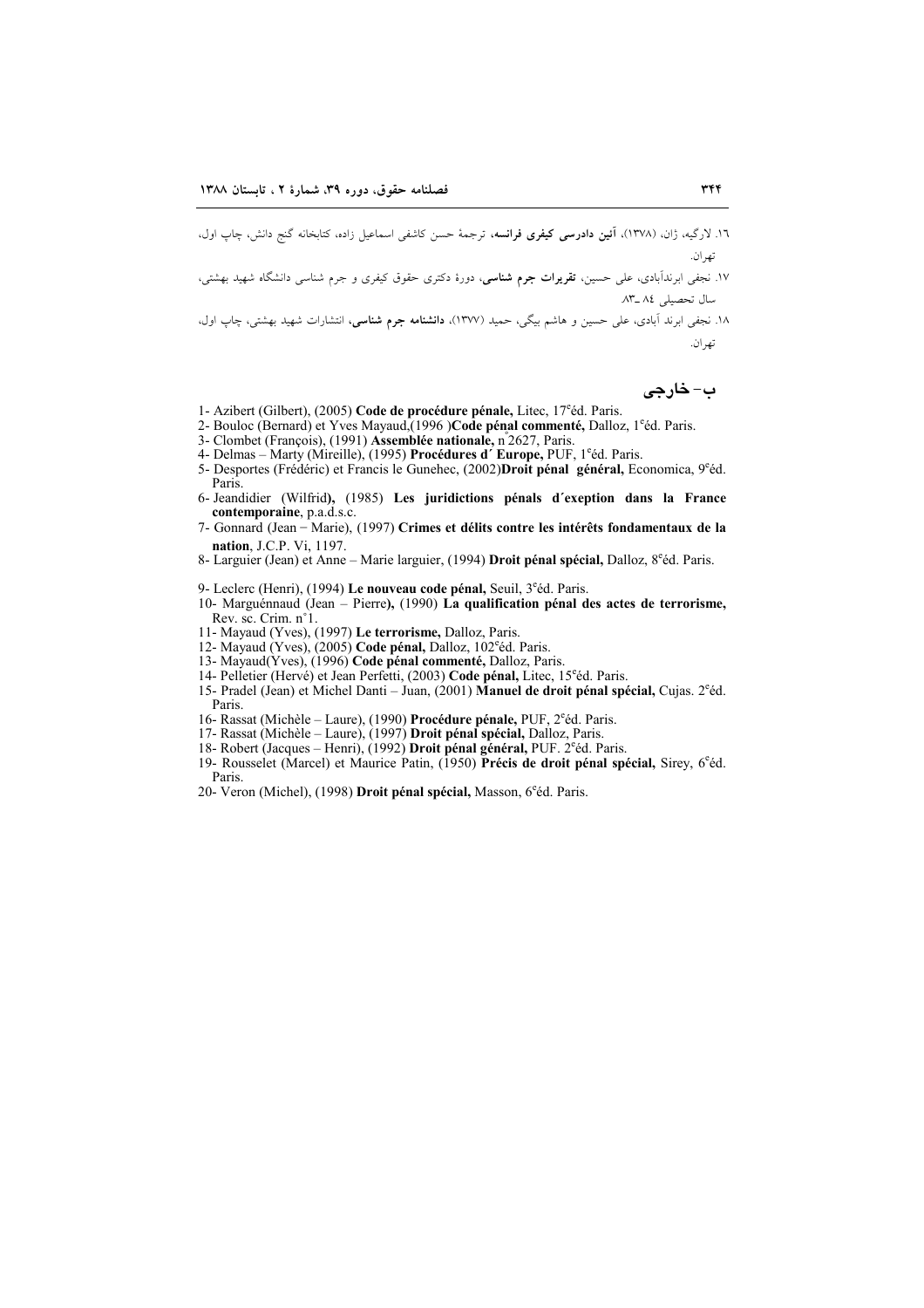۱۶. لارگیه، ژان، (۱۳۷۸)، **آئین دادرسی کیفری فرانسه**، ترجمهٔ حسن کاشفی اسماعیل زاده، کتابخانه گنج دانش، چاپ اول، تهران.

۱۷. نجفی ابرندآبادی، علی حسین، **تقریرات جرم شناسی**، دورهٔ دکتری حقوق کیفری و جرم شناسی دانشگاه شهید بهشتی، سال تحصیلی ۸۴ ـ۸۳.

۱۸. نجفی ابرند آبادی، علی حسین و هاشم بیگی، حمید (۱۳۷۷)، **دانشنامه جرم شناسی**، انتشارات شهید بهشتی، چاپ اول، تهران.

## ب- خارجی

1- Azibert (Gilbert), (2005) **Code de procédure pénale,** Litec, 17$^{e}$éd. Paris.

2- Bouloc (Bernard) et Yves Mayaud,(1996 )**Code pénal commenté,** Dalloz, 1$^{e}$éd. Paris.

3- Clombet (François), (1991) **Assemblée nationale,** n°2627, Paris.

4- Delmas – Marty (Mireille), (1995) **Procédures d´ Europe,** PUF, 1$^{e}$éd. Paris.

5- Desportes (Frédéric) et Francis le Gunehec, (2002)**Droit pénal général,** Economica, 9$^{e}$éd. Paris.

6- Jeandidier (Wilfrid**),** (1985) **Les juridictions pénals d´exeption dans la France contemporaine**, p.a.d.s.c.

7- Gonnard (Jean – Marie), (1997) **Crimes et délits contre les intérêts fondamentaux de la nation**, J.C.P. Vi, 1197.

8- Larguier (Jean) et Anne – Marie larguier, (1994) **Droit pénal spécial,** Dalloz, 8$^{e}$éd. Paris.

9- Leclerc (Henri), (1994) **Le nouveau code pénal,** Seuil, 3$^{e}$éd. Paris.

10- Marguénnaud (Jean – Pierre**),** (1990) **La qualification pénal des actes de terrorisme,** Rev. sc. Crim. n°1.

11- Mayaud (Yves), (1997) **Le terrorisme,** Dalloz, Paris.

12- Mayaud (Yves), (2005) **Code pénal,** Dalloz, 102$^{e}$éd. Paris.

13- Mayaud(Yves), (1996) **Code pénal commenté,** Dalloz, Paris.

14- Pelletier (Hervé) et Jean Perfetti, (2003) **Code pénal,** Litec, 15$^{e}$éd. Paris.

15- Pradel (Jean) et Michel Danti – Juan, (2001) **Manuel de droit pénal spécial,** Cujas. 2$^{e}$éd. Paris.

16- Rassat (Michèle – Laure), (1990) **Procédure pénale,** PUF, 2$^{e}$éd. Paris.

17- Rassat (Michèle – Laure), (1997) **Droit pénal spécial,** Dalloz, Paris.

18- Robert (Jacques – Henri), (1992) **Droit pénal général,** PUF. 2$^{e}$éd. Paris.

19- Rousselet (Marcel) et Maurice Patin, (1950) **Précis de droit pénal spécial,** Sirey, 6$^{e}$éd. Paris.

20- Veron (Michel), (1998) **Droit pénal spécial,** Masson, 6$^{e}$éd. Paris.